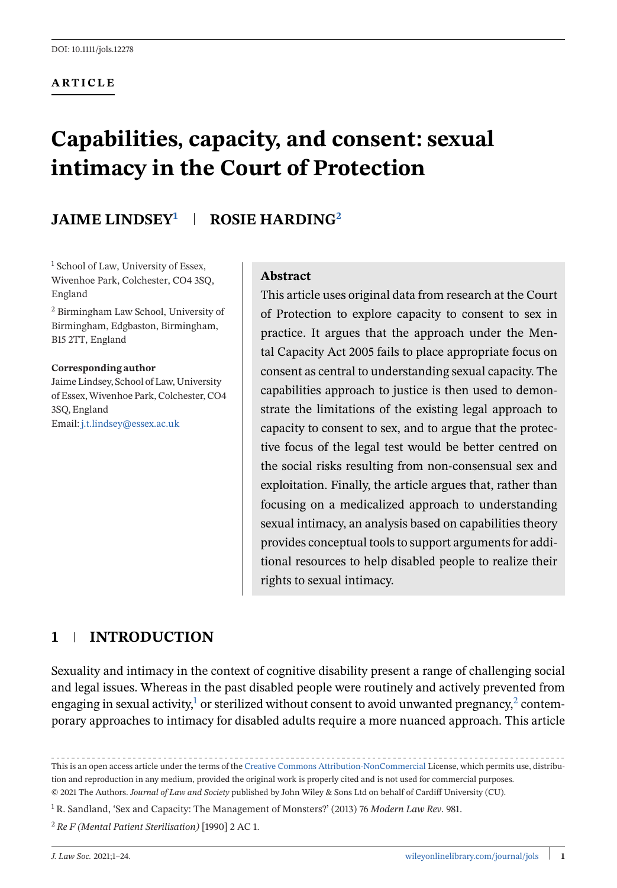DOI: 10.1111/jols.12278

**ARTICLE**

# Capabilities, capacity, and consent: sexual intimacy in the Court of Protection

**JAIME LINDSEY[1] | ROSIE HARDING[2]**

[1] School of Law, University of Essex, Wivenhoe Park, Colchester, CO4 3SQ, England

[2] Birmingham Law School, University of Birmingham, Edgbaston, Birmingham, B15 2TT, England

**Corresponding author**
Jaime Lindsey, School of Law, University of Essex, Wivenhoe Park, Colchester, CO4 3SQ, England
Email: j.t.lindsey@essex.ac.uk

**Abstract**

This article uses original data from research at the Court of Protection to explore capacity to consent to sex in practice. It argues that the approach under the Mental Capacity Act 2005 fails to place appropriate focus on consent as central to understanding sexual capacity. The capabilities approach to justice is then used to demonstrate the limitations of the existing legal approach to capacity to consent to sex, and to argue that the protective focus of the legal test would be better centred on the social risks resulting from non-consensual sex and exploitation. Finally, the article argues that, rather than focusing on a medicalized approach to understanding sexual intimacy, an analysis based on capabilities theory provides conceptual tools to support arguments for additional resources to help disabled people to realize their rights to sexual intimacy.

## 1 | INTRODUCTION

Sexuality and intimacy in the context of cognitive disability present a range of challenging social and legal issues. Whereas in the past disabled people were routinely and actively prevented from engaging in sexual activity,[1] or sterilized without consent to avoid unwanted pregnancy,[2] contemporary approaches to intimacy for disabled adults require a more nuanced approach. This article

This is an open access article under the terms of the Creative Commons Attribution-NonCommercial License, which permits use, distribution and reproduction in any medium, provided the original work is properly cited and is not used for commercial purposes.
© 2021 The Authors. *Journal of Law and Society* published by John Wiley & Sons Ltd on behalf of Cardiff University (CU).

[1] R. Sandland, 'Sex and Capacity: The Management of Monsters?' (2013) 76 *Modern Law Rev*. 981.

[2] *Re F (Mental Patient Sterilisation)* [1990] 2 AC 1.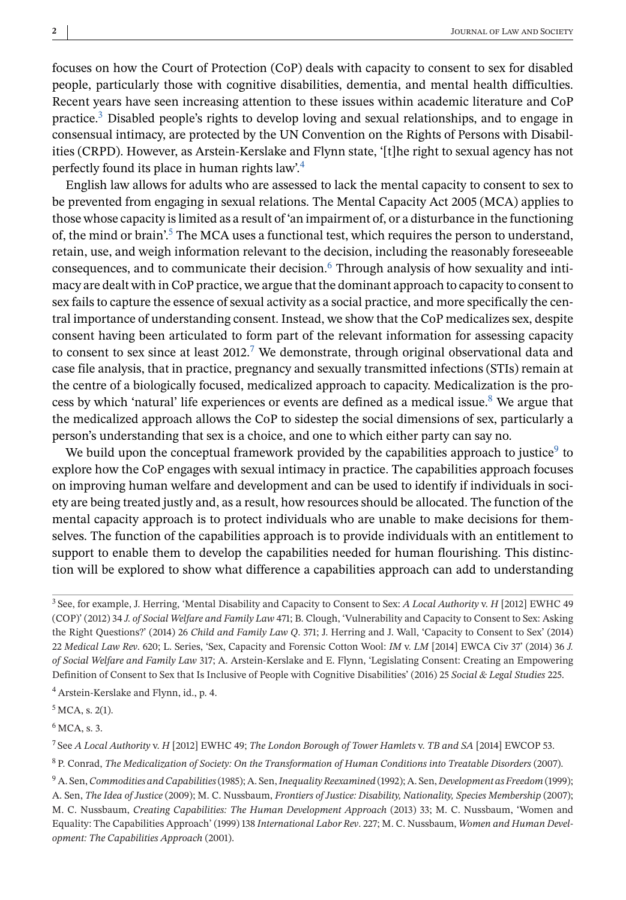focuses on how the Court of Protection (CoP) deals with capacity to consent to sex for disabled people, particularly those with cognitive disabilities, dementia, and mental health difficulties. Recent years have seen increasing attention to these issues within academic literature and CoP practice.[3] Disabled people's rights to develop loving and sexual relationships, and to engage in consensual intimacy, are protected by the UN Convention on the Rights of Persons with Disabilities (CRPD). However, as Arstein-Kerslake and Flynn state, '[t]he right to sexual agency has not perfectly found its place in human rights law'.[4]

English law allows for adults who are assessed to lack the mental capacity to consent to sex to be prevented from engaging in sexual relations. The Mental Capacity Act 2005 (MCA) applies to those whose capacity is limited as a result of 'an impairment of, or a disturbance in the functioning of, the mind or brain'.[5] The MCA uses a functional test, which requires the person to understand, retain, use, and weigh information relevant to the decision, including the reasonably foreseeable consequences, and to communicate their decision.[6] Through analysis of how sexuality and intimacy are dealt with in CoP practice, we argue that the dominant approach to capacity to consent to sex fails to capture the essence of sexual activity as a social practice, and more specifically the central importance of understanding consent. Instead, we show that the CoP medicalizes sex, despite consent having been articulated to form part of the relevant information for assessing capacity to consent to sex since at least 2012.[7] We demonstrate, through original observational data and case file analysis, that in practice, pregnancy and sexually transmitted infections (STIs) remain at the centre of a biologically focused, medicalized approach to capacity. Medicalization is the process by which 'natural' life experiences or events are defined as a medical issue.[8] We argue that the medicalized approach allows the CoP to sidestep the social dimensions of sex, particularly a person's understanding that sex is a choice, and one to which either party can say no.

We build upon the conceptual framework provided by the capabilities approach to justice[9] to explore how the CoP engages with sexual intimacy in practice. The capabilities approach focuses on improving human welfare and development and can be used to identify if individuals in society are being treated justly and, as a result, how resources should be allocated. The function of the mental capacity approach is to protect individuals who are unable to make decisions for themselves. The function of the capabilities approach is to provide individuals with an entitlement to support to enable them to develop the capabilities needed for human flourishing. This distinction will be explored to show what difference a capabilities approach can add to understanding

---

[3] See, for example, J. Herring, 'Mental Disability and Capacity to Consent to Sex: *A Local Authority* v. *H* [2012] EWHC 49 (COP)' (2012) 34 *J. of Social Welfare and Family Law* 471; B. Clough, 'Vulnerability and Capacity to Consent to Sex: Asking the Right Questions?' (2014) 26 *Child and Family Law Q*. 371; J. Herring and J. Wall, 'Capacity to Consent to Sex' (2014) 22 *Medical Law Rev*. 620; L. Series, 'Sex, Capacity and Forensic Cotton Wool: *IM* v. *LM* [2014] EWCA Civ 37' (2014) 36 *J. of Social Welfare and Family Law* 317; A. Arstein-Kerslake and E. Flynn, 'Legislating Consent: Creating an Empowering Definition of Consent to Sex that Is Inclusive of People with Cognitive Disabilities' (2016) 25 *Social & Legal Studies* 225.

[4] Arstein-Kerslake and Flynn, id., p. 4.

[5] MCA, s. 2(1).

[6] MCA, s. 3.

[7] See *A Local Authority* v. *H* [2012] EWHC 49; *The London Borough of Tower Hamlets* v. *TB and SA* [2014] EWCOP 53.

[8] P. Conrad, *The Medicalization of Society: On the Transformation of Human Conditions into Treatable Disorders* (2007).

[9] A. Sen, *Commodities and Capabilities* (1985); A. Sen, *Inequality Reexamined* (1992); A. Sen, *Development as Freedom* (1999); A. Sen, *The Idea of Justice* (2009); M. C. Nussbaum, *Frontiers of Justice: Disability, Nationality, Species Membership* (2007); M. C. Nussbaum, *Creating Capabilities: The Human Development Approach* (2013) 33; M. C. Nussbaum, 'Women and Equality: The Capabilities Approach' (1999) 138 *International Labor Rev*. 227; M. C. Nussbaum, *Women and Human Development: The Capabilities Approach* (2001).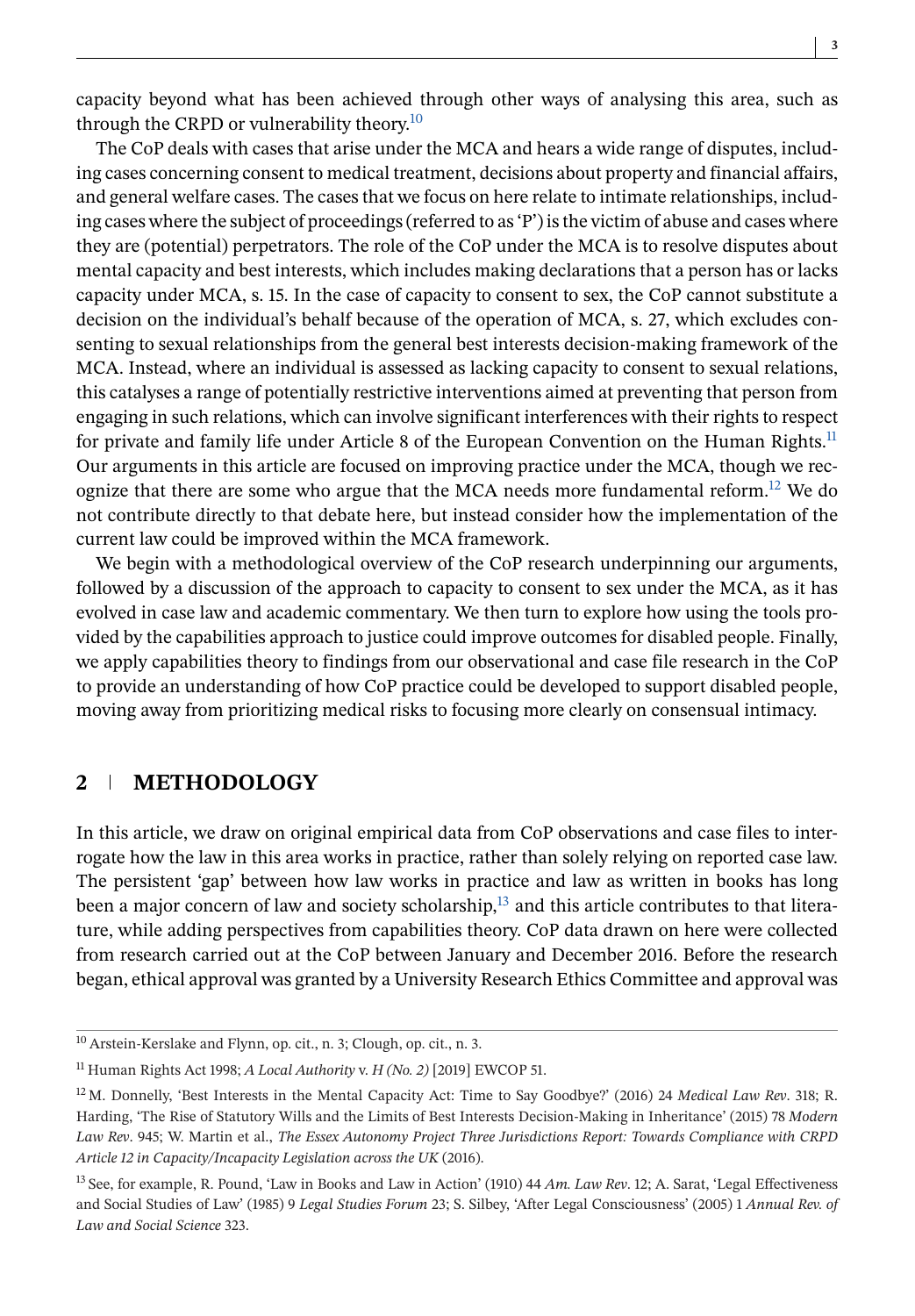capacity beyond what has been achieved through other ways of analysing this area, such as through the CRPD or vulnerability theory.[10]

The CoP deals with cases that arise under the MCA and hears a wide range of disputes, including cases concerning consent to medical treatment, decisions about property and financial affairs, and general welfare cases. The cases that we focus on here relate to intimate relationships, including cases where the subject of proceedings (referred to as 'P') is the victim of abuse and cases where they are (potential) perpetrators. The role of the CoP under the MCA is to resolve disputes about mental capacity and best interests, which includes making declarations that a person has or lacks capacity under MCA, s. 15. In the case of capacity to consent to sex, the CoP cannot substitute a decision on the individual's behalf because of the operation of MCA, s. 27, which excludes consenting to sexual relationships from the general best interests decision-making framework of the MCA. Instead, where an individual is assessed as lacking capacity to consent to sexual relations, this catalyses a range of potentially restrictive interventions aimed at preventing that person from engaging in such relations, which can involve significant interferences with their rights to respect for private and family life under Article 8 of the European Convention on the Human Rights.[11] Our arguments in this article are focused on improving practice under the MCA, though we recognize that there are some who argue that the MCA needs more fundamental reform.[12] We do not contribute directly to that debate here, but instead consider how the implementation of the current law could be improved within the MCA framework.

We begin with a methodological overview of the CoP research underpinning our arguments, followed by a discussion of the approach to capacity to consent to sex under the MCA, as it has evolved in case law and academic commentary. We then turn to explore how using the tools provided by the capabilities approach to justice could improve outcomes for disabled people. Finally, we apply capabilities theory to findings from our observational and case file research in the CoP to provide an understanding of how CoP practice could be developed to support disabled people, moving away from prioritizing medical risks to focusing more clearly on consensual intimacy.

## 2 METHODOLOGY

In this article, we draw on original empirical data from CoP observations and case files to interrogate how the law in this area works in practice, rather than solely relying on reported case law. The persistent 'gap' between how law works in practice and law as written in books has long been a major concern of law and society scholarship,[13] and this article contributes to that literature, while adding perspectives from capabilities theory. CoP data drawn on here were collected from research carried out at the CoP between January and December 2016. Before the research began, ethical approval was granted by a University Research Ethics Committee and approval was

---

[10] Arstein-Kerslake and Flynn, op. cit., n. 3; Clough, op. cit., n. 3.

[11] Human Rights Act 1998; *A Local Authority* v. *H (No. 2)* [2019] EWCOP 51.

[12] M. Donnelly, 'Best Interests in the Mental Capacity Act: Time to Say Goodbye?' (2016) 24 *Medical Law Rev*. 318; R. Harding, 'The Rise of Statutory Wills and the Limits of Best Interests Decision-Making in Inheritance' (2015) 78 *Modern Law Rev*. 945; W. Martin et al., *The Essex Autonomy Project Three Jurisdictions Report: Towards Compliance with CRPD Article 12 in Capacity/Incapacity Legislation across the UK* (2016).

[13] See, for example, R. Pound, 'Law in Books and Law in Action' (1910) 44 *Am. Law Rev*. 12; A. Sarat, 'Legal Effectiveness and Social Studies of Law' (1985) 9 *Legal Studies Forum* 23; S. Silbey, 'After Legal Consciousness' (2005) 1 *Annual Rev. of Law and Social Science* 323.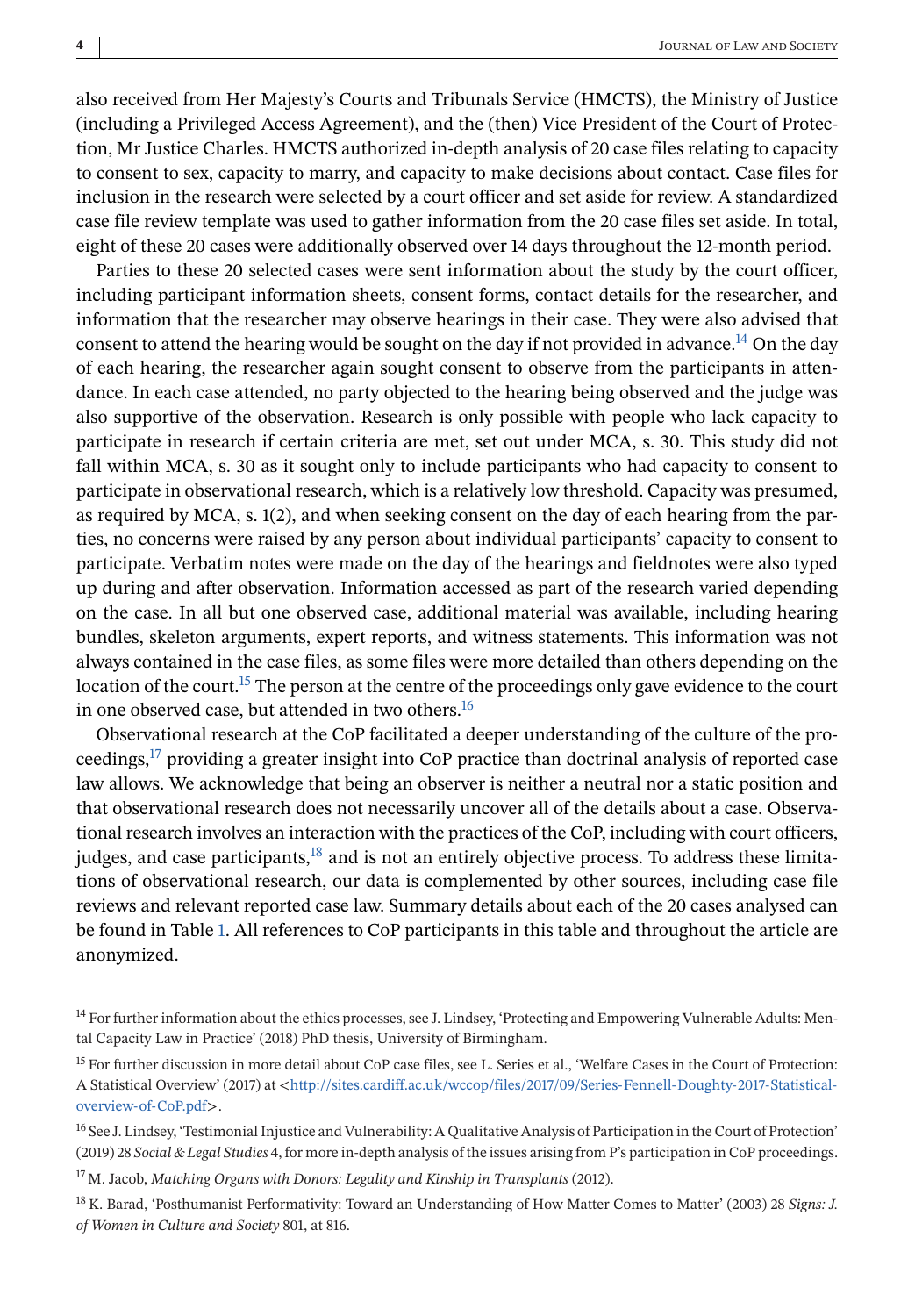also received from Her Majesty's Courts and Tribunals Service (HMCTS), the Ministry of Justice (including a Privileged Access Agreement), and the (then) Vice President of the Court of Protection, Mr Justice Charles. HMCTS authorized in-depth analysis of 20 case files relating to capacity to consent to sex, capacity to marry, and capacity to make decisions about contact. Case files for inclusion in the research were selected by a court officer and set aside for review. A standardized case file review template was used to gather information from the 20 case files set aside. In total, eight of these 20 cases were additionally observed over 14 days throughout the 12-month period.

Parties to these 20 selected cases were sent information about the study by the court officer, including participant information sheets, consent forms, contact details for the researcher, and information that the researcher may observe hearings in their case. They were also advised that consent to attend the hearing would be sought on the day if not provided in advance.[14] On the day of each hearing, the researcher again sought consent to observe from the participants in attendance. In each case attended, no party objected to the hearing being observed and the judge was also supportive of the observation. Research is only possible with people who lack capacity to participate in research if certain criteria are met, set out under MCA, s. 30. This study did not fall within MCA, s. 30 as it sought only to include participants who had capacity to consent to participate in observational research, which is a relatively low threshold. Capacity was presumed, as required by MCA, s. 1(2), and when seeking consent on the day of each hearing from the parties, no concerns were raised by any person about individual participants' capacity to consent to participate. Verbatim notes were made on the day of the hearings and fieldnotes were also typed up during and after observation. Information accessed as part of the research varied depending on the case. In all but one observed case, additional material was available, including hearing bundles, skeleton arguments, expert reports, and witness statements. This information was not always contained in the case files, as some files were more detailed than others depending on the location of the court.[15] The person at the centre of the proceedings only gave evidence to the court in one observed case, but attended in two others.[16]

Observational research at the CoP facilitated a deeper understanding of the culture of the proceedings,[17] providing a greater insight into CoP practice than doctrinal analysis of reported case law allows. We acknowledge that being an observer is neither a neutral nor a static position and that observational research does not necessarily uncover all of the details about a case. Observational research involves an interaction with the practices of the CoP, including with court officers, judges, and case participants,[18] and is not an entirely objective process. To address these limitations of observational research, our data is complemented by other sources, including case file reviews and relevant reported case law. Summary details about each of the 20 cases analysed can be found in Table 1. All references to CoP participants in this table and throughout the article are anonymized.

---

[14] For further information about the ethics processes, see J. Lindsey, 'Protecting and Empowering Vulnerable Adults: Mental Capacity Law in Practice' (2018) PhD thesis, University of Birmingham.

[15] For further discussion in more detail about CoP case files, see L. Series et al., 'Welfare Cases in the Court of Protection: A Statistical Overview' (2017) at <http://sites.cardiff.ac.uk/wccop/files/2017/09/Series-Fennell-Doughty-2017-Statistical-overview-of-CoP.pdf>.

[16] See J. Lindsey, 'Testimonial Injustice and Vulnerability: A Qualitative Analysis of Participation in the Court of Protection' (2019) 28 *Social & Legal Studies* 4, for more in-depth analysis of the issues arising from P's participation in CoP proceedings.

[17] M. Jacob, *Matching Organs with Donors: Legality and Kinship in Transplants* (2012).

[18] K. Barad, 'Posthumanist Performativity: Toward an Understanding of How Matter Comes to Matter' (2003) 28 *Signs: J. of Women in Culture and Society* 801, at 816.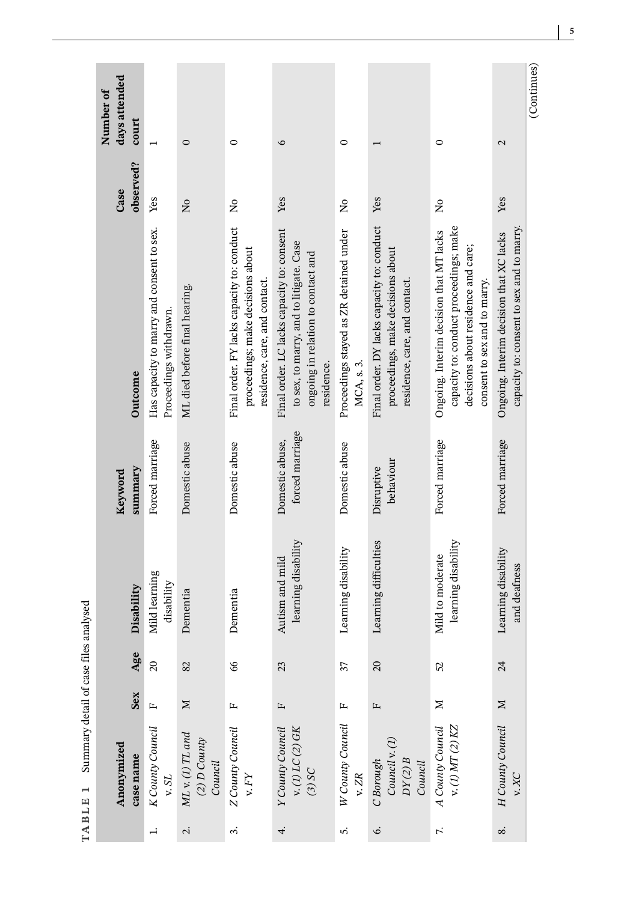**TABLE 1** Summary detail of case files analysed

| | Anonymized case name | Sex | Age | Disability | Keyword summary | Outcome | Case observed? | Number of days attended court |
|---|---|---|---|---|---|---|---|---|
| 1. | *K County Council v. SL* | F | 20 | Mild learning disability | Forced marriage | Has capacity to marry and consent to sex. Proceedings withdrawn. | Yes | 1 |
| 2. | *ML v. (1) TL and (2) D County Council* | M | 82 | Dementia | Domestic abuse | ML died before final hearing. | No | 0 |
| 3. | *Z County Council v. FY* | F | 66 | Dementia | Domestic abuse | Final order. FY lacks capacity to: conduct proceedings; make decisions about residence, care, and contact. | No | 0 |
| 4. | *Y County Council v. (1) LC (2) GK (3) SC* | F | 23 | Autism and mild learning disability | Domestic abuse, forced marriage | Final order. LC lacks capacity to: consent to sex, to marry, and to litigate. Case ongoing in relation to contact and residence. | Yes | 6 |
| 5. | *W County Council v. ZR* | F | 37 | Learning disability | Domestic abuse | Proceedings stayed as ZR detained under MCA, s. 3. | No | 0 |
| 6. | *C Borough Council v. (1) DY (2) B Council* | F | 20 | Learning difficulties | Disruptive behaviour | Final order. DY lacks capacity to: conduct proceedings, make decisions about residence, care, and contact. | Yes | 1 |
| 7. | *A County Council v. (1) MT (2) KZ* | M | 52 | Mild to moderate learning disability | Forced marriage | Ongoing. Interim decision that MT lacks capacity to: conduct proceedings; make decisions about residence and care; consent to sex and to marry. | No | 0 |
| 8. | *H County Council v. XC* | M | 24 | Learning disability and deafness | Forced marriage | Ongoing. Interim decision that XC lacks capacity to: consent to sex and to marry. | Yes | 2 |

(Continues)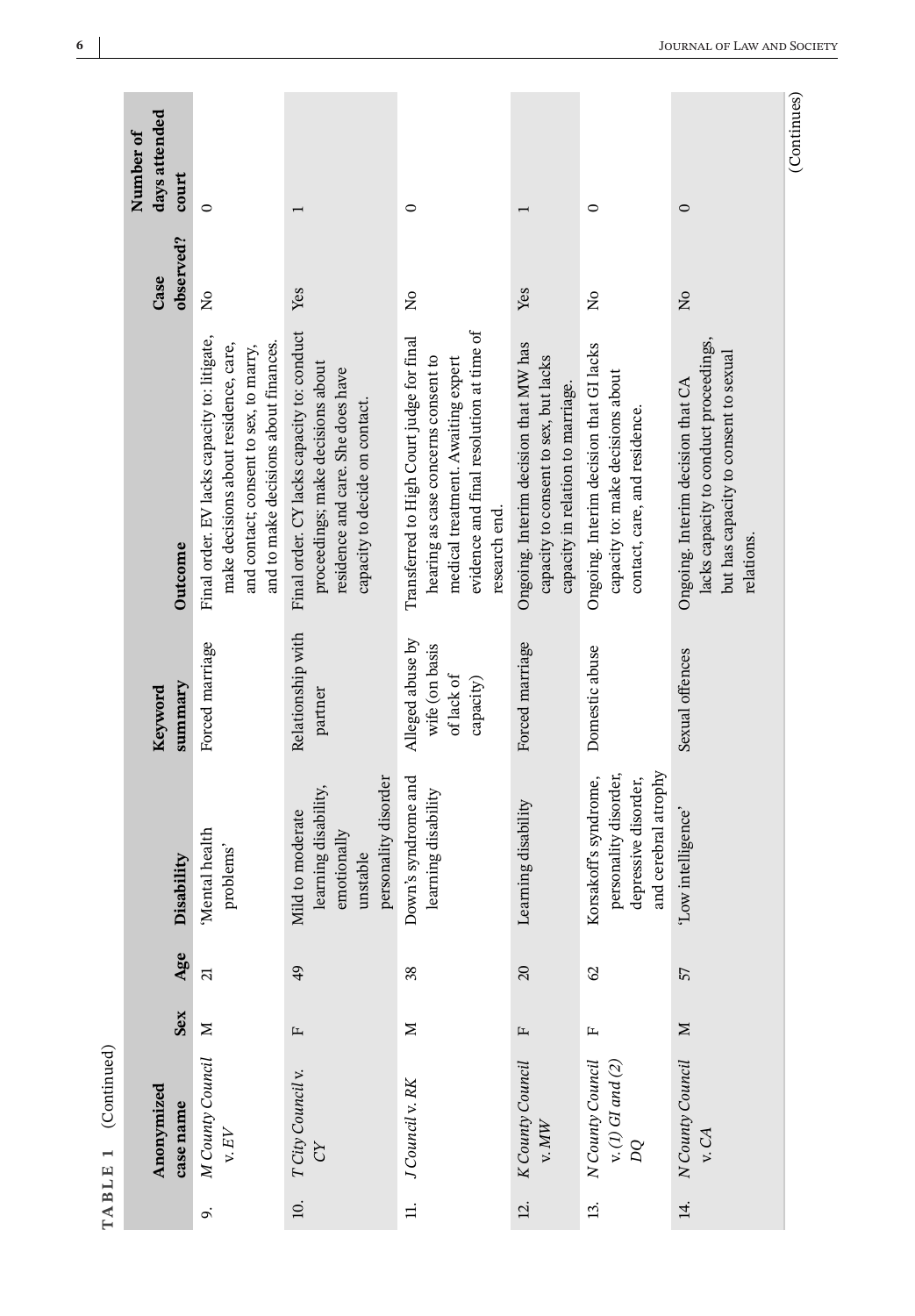**TABLE 1** (Continued)

| | Anonymized case name | Sex | Age | Disability | Keyword summary | Outcome | Case observed? | Number of days attended court |
|---|---|---|---|---|---|---|---|---|
| 9. | *M County Council v. EV* | M | 21 | 'Mental health problems' | Forced marriage | Final order. EV lacks capacity to: litigate, make decisions about residence, care, and contact; consent to sex, to marry, and to make decisions about finances. | No | 0 |
| 10. | *T City Council v. CY* | F | 49 | Mild to moderate learning disability, emotionally unstable personality disorder | Relationship with partner | Final order. CY lacks capacity to: conduct proceedings; make decisions about residence and care. She does have capacity to decide on contact. | Yes | 1 |
| 11. | *J Council v. RK* | M | 38 | Down's syndrome and learning disability | Alleged abuse by wife (on basis of lack of capacity) | Transferred to High Court judge for final hearing as case concerns consent to medical treatment. Awaiting expert evidence and final resolution at time of research end. | No | 0 |
| 12. | *K County Council v. MW* | F | 20 | Learning disability | Forced marriage | Ongoing. Interim decision that MW has capacity to consent to sex, but lacks capacity in relation to marriage. | Yes | 1 |
| 13. | *N County Council v. (1) GI and (2) DQ* | F | 62 | Korsakoff's syndrome, personality disorder, depressive disorder, and cerebral atrophy | Domestic abuse | Ongoing. Interim decision that GI lacks capacity to: make decisions about contact, care, and residence. | No | 0 |
| 14. | *N County Council v. CA* | M | 57 | 'Low intelligence' | Sexual offences | Ongoing. Interim decision that CA lacks capacity to conduct proceedings, but has capacity to consent to sexual relations. | No | 0 |

(Continues)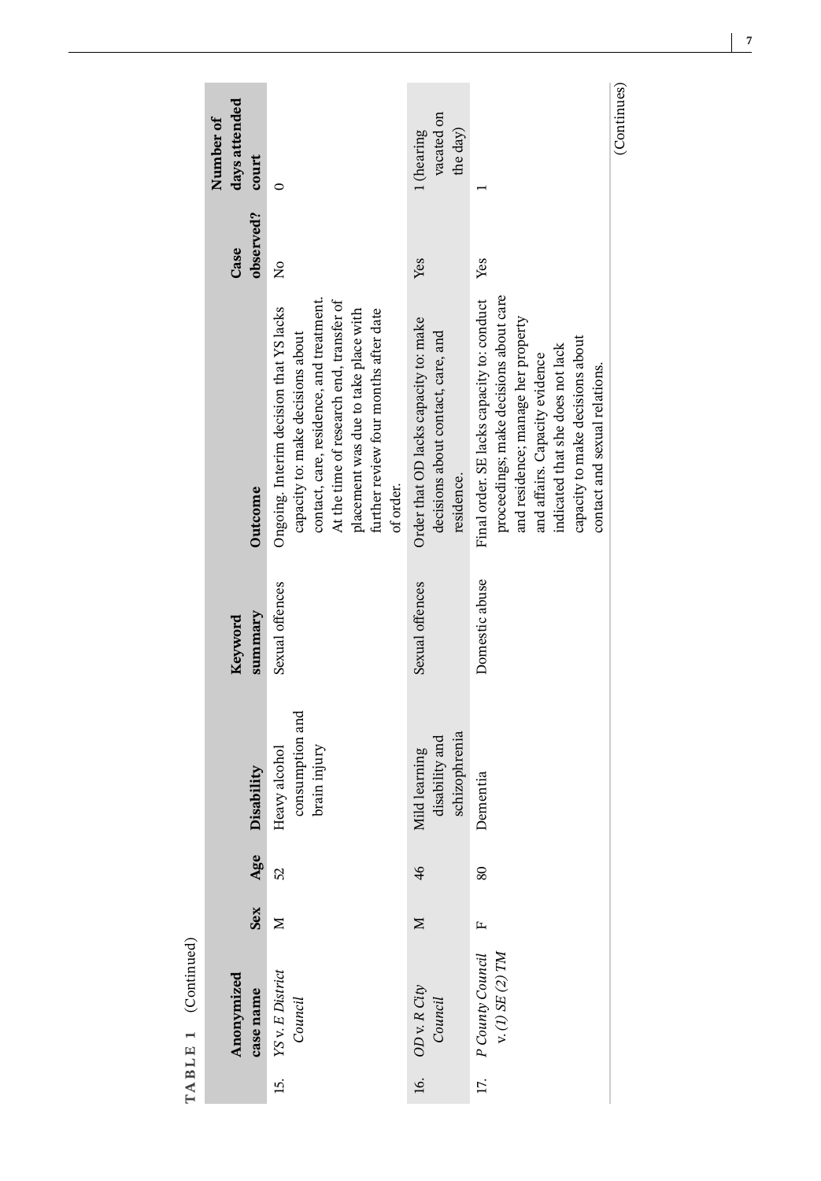**TABLE 1** (Continued)

| | Anonymized case name | Sex | Age | Disability | Keyword summary | Outcome | Case observed? | Number of days attended court |
|---|---|---|---|---|---|---|---|---|
| 15. | *YS* v. *E District Council* | M | 52 | Heavy alcohol consumption and brain injury | Sexual offences | Ongoing. Interim decision that YS lacks capacity to: make decisions about contact, care, residence, and treatment. At the time of research end, transfer of placement was due to take place with further review four months after date of order. | No | 0 |
| 16. | *OD* v. *R City Council* | M | 46 | Mild learning disability and schizophrenia | Sexual offences | Order that OD lacks capacity to: make decisions about contact, care, and residence. | Yes | 1 (hearing vacated on the day) |
| 17. | *P County Council* v. *(1) SE (2) TM* | F | 80 | Dementia | Domestic abuse | Final order. SE lacks capacity to: conduct proceedings; make decisions about care and residence; manage her property and affairs. Capacity evidence indicated that she does not lack capacity to make decisions about contact and sexual relations. | Yes | 1 |

(Continues)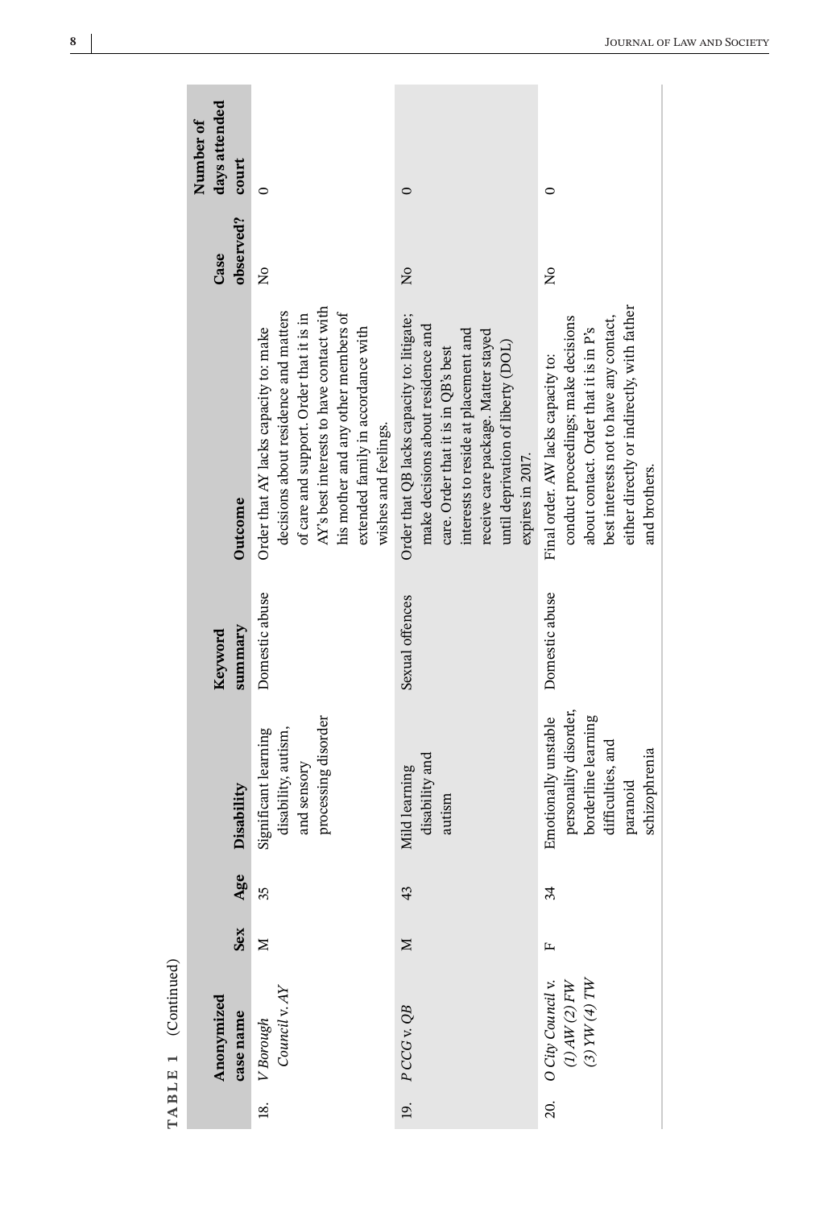**TABLE 1** (Continued)

| | Anonymized case name | Sex | Age | Disability | Keyword summary | Outcome | Case observed? | Number of days attended court |
|---|---|---|---|---|---|---|---|---|
| 18. | *V Borough Council* v. *AY* | M | 35 | Significant learning disability, autism, and sensory processing disorder | Domestic abuse | Order that AY lacks capacity to: make decisions about residence and matters of care and support. Order that it is in AY's best interests to have contact with his mother and any other members of extended family in accordance with wishes and feelings. | No | 0 |
| 19. | *P CCG* v. *QB* | M | 43 | Mild learning disability and autism | Sexual offences | Order that QB lacks capacity to: litigate; make decisions about residence and care. Order that it is in QB's best interests to reside at placement and receive care package. Matter stayed until deprivation of liberty (DOL) expires in 2017. | No | 0 |
| 20. | *O City Council* v. *(1) AW (2) FW (3) YW (4) TW* | F | 34 | Emotionally unstable personality disorder, borderline learning difficulties, and paranoid schizophrenia | Domestic abuse | Final order. AW lacks capacity to: conduct proceedings; make decisions about contact. Order that it is in P's best interests not to have any contact, either directly or indirectly, with father and brothers. | No | 0 |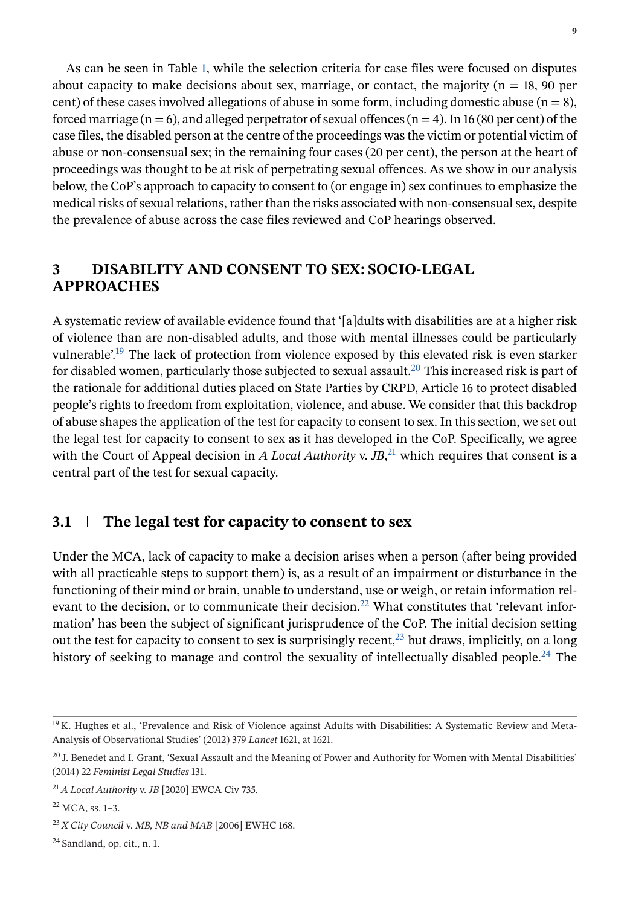As can be seen in Table 1, while the selection criteria for case files were focused on disputes about capacity to make decisions about sex, marriage, or contact, the majority (n = 18, 90 per cent) of these cases involved allegations of abuse in some form, including domestic abuse (n = 8), forced marriage (n = 6), and alleged perpetrator of sexual offences (n = 4). In 16 (80 per cent) of the case files, the disabled person at the centre of the proceedings was the victim or potential victim of abuse or non-consensual sex; in the remaining four cases (20 per cent), the person at the heart of proceedings was thought to be at risk of perpetrating sexual offences. As we show in our analysis below, the CoP's approach to capacity to consent to (or engage in) sex continues to emphasize the medical risks of sexual relations, rather than the risks associated with non-consensual sex, despite the prevalence of abuse across the case files reviewed and CoP hearings observed.

## 3 | DISABILITY AND CONSENT TO SEX: SOCIO-LEGAL APPROACHES

A systematic review of available evidence found that '[a]dults with disabilities are at a higher risk of violence than are non-disabled adults, and those with mental illnesses could be particularly vulnerable'.[19] The lack of protection from violence exposed by this elevated risk is even starker for disabled women, particularly those subjected to sexual assault.[20] This increased risk is part of the rationale for additional duties placed on State Parties by CRPD, Article 16 to protect disabled people's rights to freedom from exploitation, violence, and abuse. We consider that this backdrop of abuse shapes the application of the test for capacity to consent to sex. In this section, we set out the legal test for capacity to consent to sex as it has developed in the CoP. Specifically, we agree with the Court of Appeal decision in *A Local Authority* v. *JB*,[21] which requires that consent is a central part of the test for sexual capacity.

### 3.1 | The legal test for capacity to consent to sex

Under the MCA, lack of capacity to make a decision arises when a person (after being provided with all practicable steps to support them) is, as a result of an impairment or disturbance in the functioning of their mind or brain, unable to understand, use or weigh, or retain information relevant to the decision, or to communicate their decision.[22] What constitutes that 'relevant information' has been the subject of significant jurisprudence of the CoP. The initial decision setting out the test for capacity to consent to sex is surprisingly recent,[23] but draws, implicitly, on a long history of seeking to manage and control the sexuality of intellectually disabled people.[24] The

---

[19] K. Hughes et al., 'Prevalence and Risk of Violence against Adults with Disabilities: A Systematic Review and Meta-Analysis of Observational Studies' (2012) 379 *Lancet* 1621, at 1621.

[20] J. Benedet and I. Grant, 'Sexual Assault and the Meaning of Power and Authority for Women with Mental Disabilities' (2014) 22 *Feminist Legal Studies* 131.

[21] *A Local Authority* v. *JB* [2020] EWCA Civ 735.

[22] MCA, ss. 1–3.

[23] *X City Council* v. *MB, NB and MAB* [2006] EWHC 168.

[24] Sandland, op. cit., n. 1.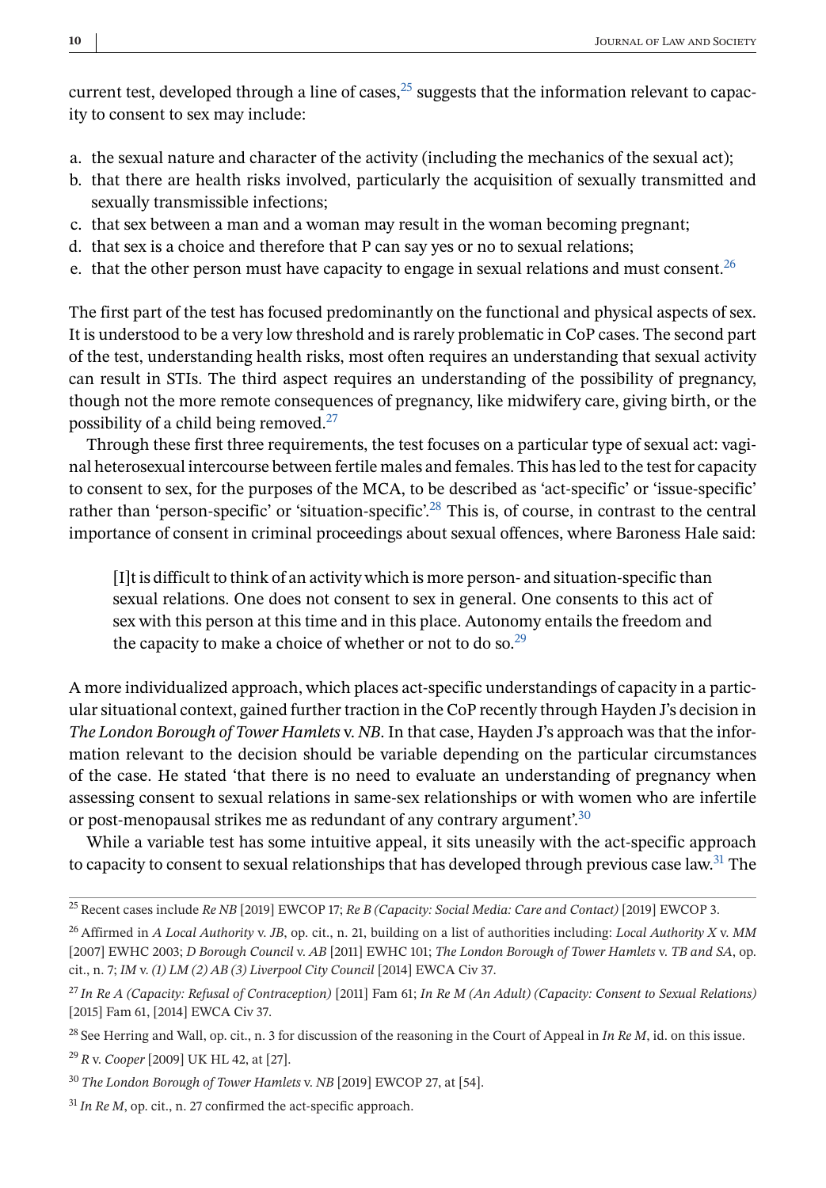current test, developed through a line of cases,[25] suggests that the information relevant to capacity to consent to sex may include:

a. the sexual nature and character of the activity (including the mechanics of the sexual act);
b. that there are health risks involved, particularly the acquisition of sexually transmitted and sexually transmissible infections;
c. that sex between a man and a woman may result in the woman becoming pregnant;
d. that sex is a choice and therefore that P can say yes or no to sexual relations;
e. that the other person must have capacity to engage in sexual relations and must consent.[26]

The first part of the test has focused predominantly on the functional and physical aspects of sex. It is understood to be a very low threshold and is rarely problematic in CoP cases. The second part of the test, understanding health risks, most often requires an understanding that sexual activity can result in STIs. The third aspect requires an understanding of the possibility of pregnancy, though not the more remote consequences of pregnancy, like midwifery care, giving birth, or the possibility of a child being removed.[27]

Through these first three requirements, the test focuses on a particular type of sexual act: vaginal heterosexual intercourse between fertile males and females. This has led to the test for capacity to consent to sex, for the purposes of the MCA, to be described as 'act-specific' or 'issue-specific' rather than 'person-specific' or 'situation-specific'.[28] This is, of course, in contrast to the central importance of consent in criminal proceedings about sexual offences, where Baroness Hale said:

> [I]t is difficult to think of an activity which is more person- and situation-specific than sexual relations. One does not consent to sex in general. One consents to this act of sex with this person at this time and in this place. Autonomy entails the freedom and the capacity to make a choice of whether or not to do so.[29]

A more individualized approach, which places act-specific understandings of capacity in a particular situational context, gained further traction in the CoP recently through Hayden J's decision in *The London Borough of Tower Hamlets* v. *NB*. In that case, Hayden J's approach was that the information relevant to the decision should be variable depending on the particular circumstances of the case. He stated 'that there is no need to evaluate an understanding of pregnancy when assessing consent to sexual relations in same-sex relationships or with women who are infertile or post-menopausal strikes me as redundant of any contrary argument'.[30]

While a variable test has some intuitive appeal, it sits uneasily with the act-specific approach to capacity to consent to sexual relationships that has developed through previous case law.[31] The

---

[25] Recent cases include *Re NB* [2019] EWCOP 17; *Re B (Capacity: Social Media: Care and Contact)* [2019] EWCOP 3.

[26] Affirmed in *A Local Authority* v. *JB*, op. cit., n. 21, building on a list of authorities including: *Local Authority X* v. *MM* [2007] EWHC 2003; *D Borough Council* v. *AB* [2011] EWHC 101; *The London Borough of Tower Hamlets* v. *TB and SA*, op. cit., n. 7; *IM* v. *(1) LM (2) AB (3) Liverpool City Council* [2014] EWCA Civ 37.

[27] *In Re A (Capacity: Refusal of Contraception)* [2011] Fam 61; *In Re M (An Adult) (Capacity: Consent to Sexual Relations)* [2015] Fam 61, [2014] EWCA Civ 37.

[28] See Herring and Wall, op. cit., n. 3 for discussion of the reasoning in the Court of Appeal in *In Re M*, id. on this issue.

[29] *R* v. *Cooper* [2009] UK HL 42, at [27].

[30] *The London Borough of Tower Hamlets* v. *NB* [2019] EWCOP 27, at [54].

[31] *In Re M*, op. cit., n. 27 confirmed the act-specific approach.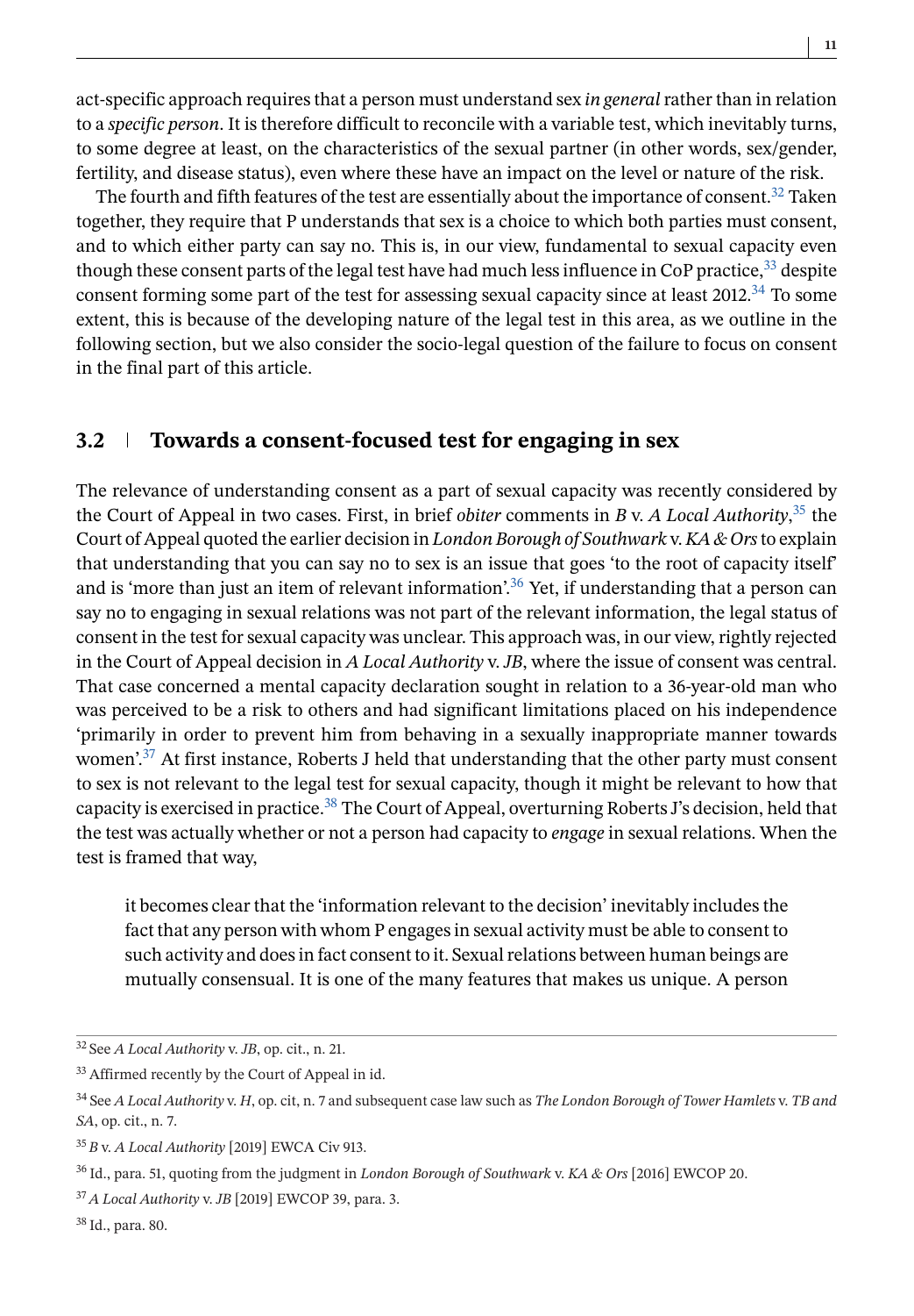act-specific approach requires that a person must understand sex *in general* rather than in relation to a *specific person*. It is therefore difficult to reconcile with a variable test, which inevitably turns, to some degree at least, on the characteristics of the sexual partner (in other words, sex/gender, fertility, and disease status), even where these have an impact on the level or nature of the risk.

The fourth and fifth features of the test are essentially about the importance of consent.[32] Taken together, they require that P understands that sex is a choice to which both parties must consent, and to which either party can say no. This is, in our view, fundamental to sexual capacity even though these consent parts of the legal test have had much less influence in CoP practice,[33] despite consent forming some part of the test for assessing sexual capacity since at least 2012.[34] To some extent, this is because of the developing nature of the legal test in this area, as we outline in the following section, but we also consider the socio-legal question of the failure to focus on consent in the final part of this article.

## 3.2 | Towards a consent-focused test for engaging in sex

The relevance of understanding consent as a part of sexual capacity was recently considered by the Court of Appeal in two cases. First, in brief *obiter* comments in *B* v. *A Local Authority*,[35] the Court of Appeal quoted the earlier decision in *London Borough of Southwark* v. *KA & Ors* to explain that understanding that you can say no to sex is an issue that goes 'to the root of capacity itself' and is 'more than just an item of relevant information'.[36] Yet, if understanding that a person can say no to engaging in sexual relations was not part of the relevant information, the legal status of consent in the test for sexual capacity was unclear. This approach was, in our view, rightly rejected in the Court of Appeal decision in *A Local Authority* v. *JB*, where the issue of consent was central. That case concerned a mental capacity declaration sought in relation to a 36-year-old man who was perceived to be a risk to others and had significant limitations placed on his independence 'primarily in order to prevent him from behaving in a sexually inappropriate manner towards women'.[37] At first instance, Roberts J held that understanding that the other party must consent to sex is not relevant to the legal test for sexual capacity, though it might be relevant to how that capacity is exercised in practice.[38] The Court of Appeal, overturning Roberts J's decision, held that the test was actually whether or not a person had capacity to *engage* in sexual relations. When the test is framed that way,

> it becomes clear that the 'information relevant to the decision' inevitably includes the fact that any person with whom P engages in sexual activity must be able to consent to such activity and does in fact consent to it. Sexual relations between human beings are mutually consensual. It is one of the many features that makes us unique. A person

---

[32] See *A Local Authority* v. *JB*, op. cit., n. 21.

[33] Affirmed recently by the Court of Appeal in id.

[34] See *A Local Authority* v. *H*, op. cit, n. 7 and subsequent case law such as *The London Borough of Tower Hamlets* v. *TB and SA*, op. cit., n. 7.

[35] *B* v. *A Local Authority* [2019] EWCA Civ 913.

[36] Id., para. 51, quoting from the judgment in *London Borough of Southwark* v. *KA & Ors* [2016] EWCOP 20.

[37] *A Local Authority* v. *JB* [2019] EWCOP 39, para. 3.

[38] Id., para. 80.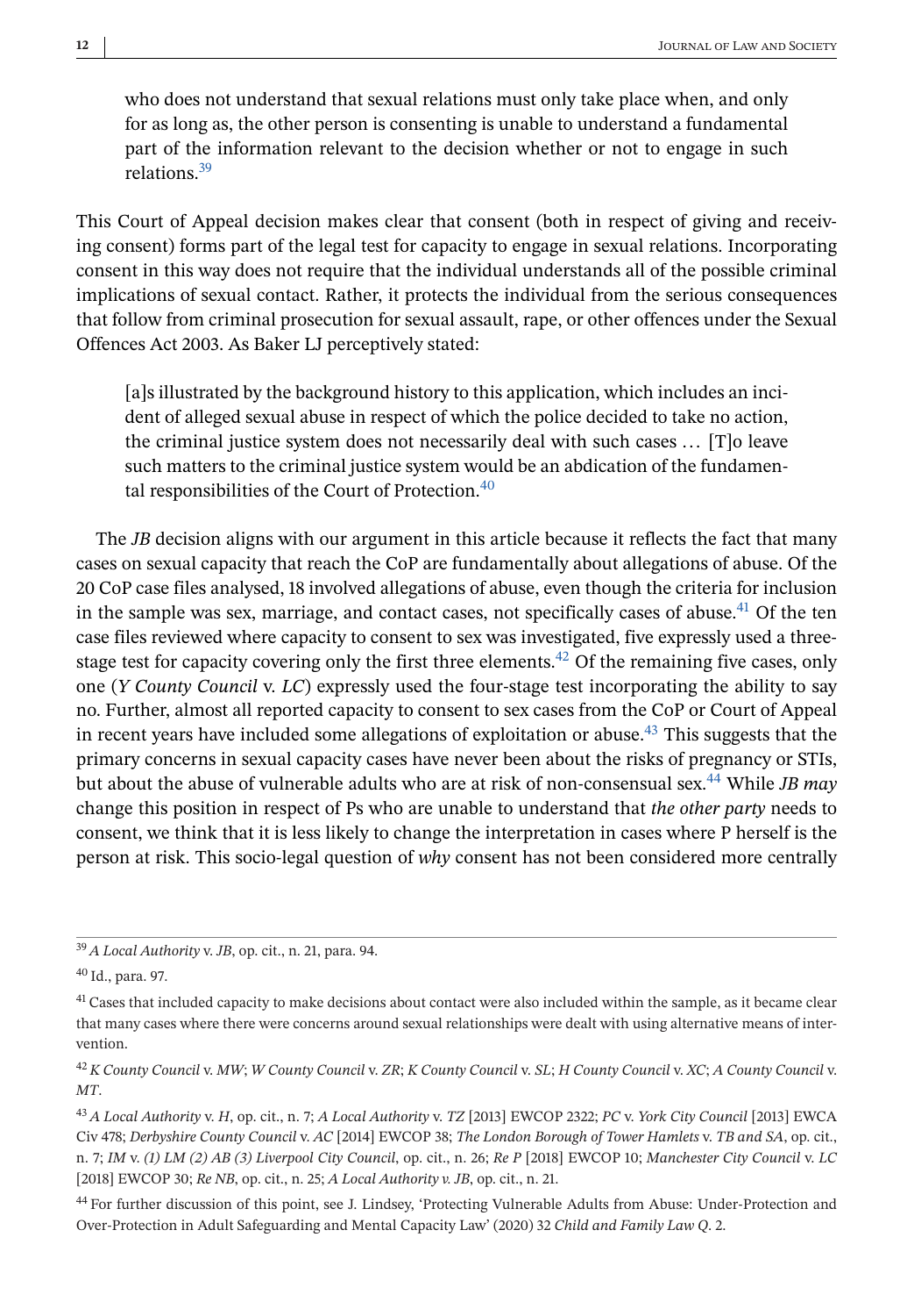> who does not understand that sexual relations must only take place when, and only for as long as, the other person is consenting is unable to understand a fundamental part of the information relevant to the decision whether or not to engage in such relations.[39]

This Court of Appeal decision makes clear that consent (both in respect of giving and receiving consent) forms part of the legal test for capacity to engage in sexual relations. Incorporating consent in this way does not require that the individual understands all of the possible criminal implications of sexual contact. Rather, it protects the individual from the serious consequences that follow from criminal prosecution for sexual assault, rape, or other offences under the Sexual Offences Act 2003. As Baker LJ perceptively stated:

> [a]s illustrated by the background history to this application, which includes an incident of alleged sexual abuse in respect of which the police decided to take no action, the criminal justice system does not necessarily deal with such cases … [T]o leave such matters to the criminal justice system would be an abdication of the fundamental responsibilities of the Court of Protection.[40]

The *JB* decision aligns with our argument in this article because it reflects the fact that many cases on sexual capacity that reach the CoP are fundamentally about allegations of abuse. Of the 20 CoP case files analysed, 18 involved allegations of abuse, even though the criteria for inclusion in the sample was sex, marriage, and contact cases, not specifically cases of abuse.[41] Of the ten case files reviewed where capacity to consent to sex was investigated, five expressly used a three-stage test for capacity covering only the first three elements.[42] Of the remaining five cases, only one (*Y County Council* v. *LC*) expressly used the four-stage test incorporating the ability to say no. Further, almost all reported capacity to consent to sex cases from the CoP or Court of Appeal in recent years have included some allegations of exploitation or abuse.[43] This suggests that the primary concerns in sexual capacity cases have never been about the risks of pregnancy or STIs, but about the abuse of vulnerable adults who are at risk of non-consensual sex.[44] While *JB may* change this position in respect of Ps who are unable to understand that *the other party* needs to consent, we think that it is less likely to change the interpretation in cases where P herself is the person at risk. This socio-legal question of *why* consent has not been considered more centrally

---

[39] *A Local Authority* v. *JB*, op. cit., n. 21, para. 94.

[40] Id., para. 97.

[41] Cases that included capacity to make decisions about contact were also included within the sample, as it became clear that many cases where there were concerns around sexual relationships were dealt with using alternative means of intervention.

[42] *K County Council* v. *MW*; *W County Council* v. *ZR*; *K County Council* v. *SL*; *H County Council* v. *XC*; *A County Council* v. *MT*.

[43] *A Local Authority* v. *H*, op. cit., n. 7; *A Local Authority* v. *TZ* [2013] EWCOP 2322; *PC* v. *York City Council* [2013] EWCA Civ 478; *Derbyshire County Council* v. *AC* [2014] EWCOP 38; *The London Borough of Tower Hamlets* v. *TB and SA*, op. cit., n. 7; *IM* v. *(1) LM (2) AB (3) Liverpool City Council*, op. cit., n. 26; *Re P* [2018] EWCOP 10; *Manchester City Council* v. *LC* [2018] EWCOP 30; *Re NB*, op. cit., n. 25; *A Local Authority v. JB*, op. cit., n. 21.

[44] For further discussion of this point, see J. Lindsey, 'Protecting Vulnerable Adults from Abuse: Under-Protection and Over-Protection in Adult Safeguarding and Mental Capacity Law' (2020) 32 *Child and Family Law Q*. 2.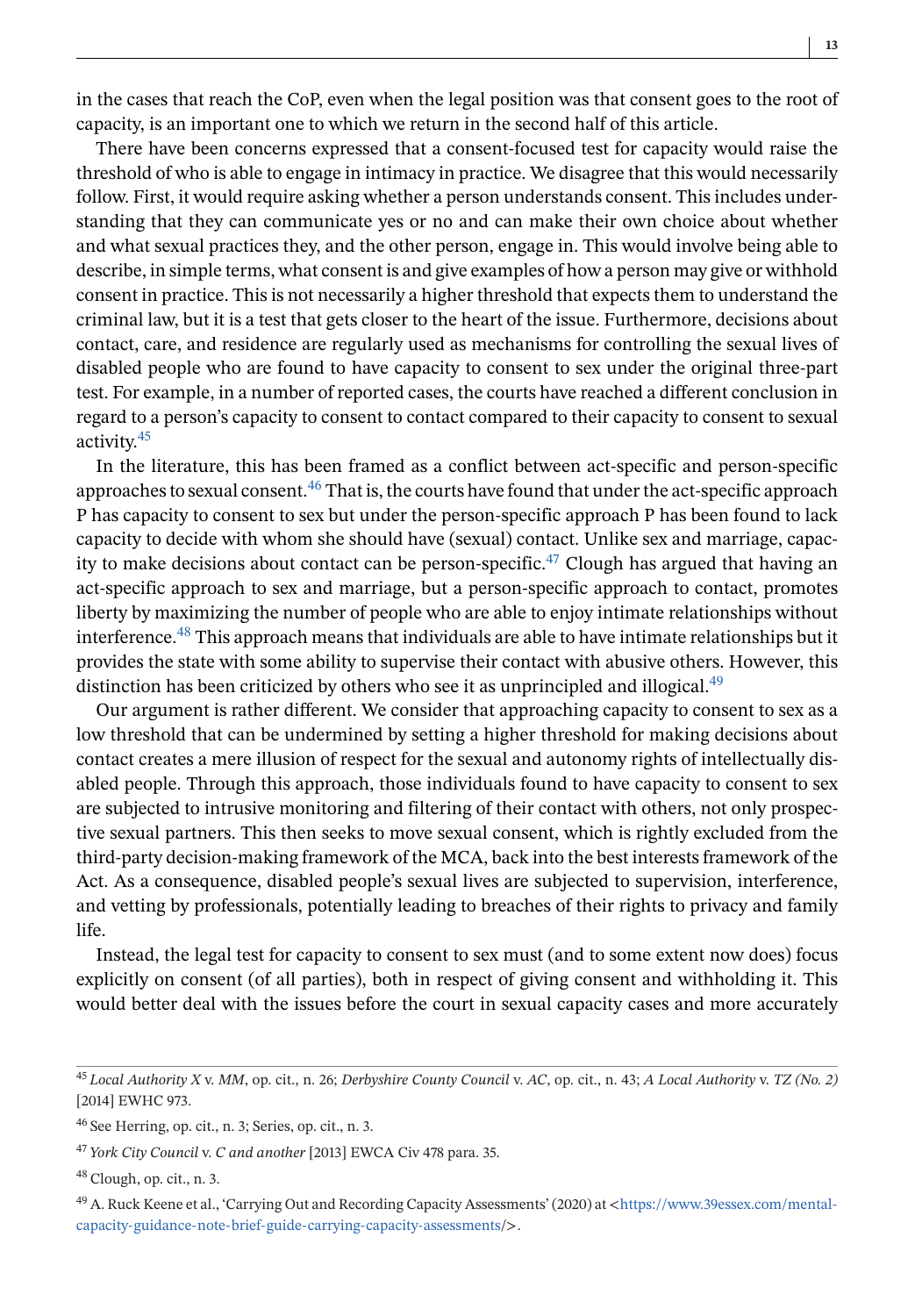in the cases that reach the CoP, even when the legal position was that consent goes to the root of capacity, is an important one to which we return in the second half of this article.

There have been concerns expressed that a consent-focused test for capacity would raise the threshold of who is able to engage in intimacy in practice. We disagree that this would necessarily follow. First, it would require asking whether a person understands consent. This includes understanding that they can communicate yes or no and can make their own choice about whether and what sexual practices they, and the other person, engage in. This would involve being able to describe, in simple terms, what consent is and give examples of how a person may give or withhold consent in practice. This is not necessarily a higher threshold that expects them to understand the criminal law, but it is a test that gets closer to the heart of the issue. Furthermore, decisions about contact, care, and residence are regularly used as mechanisms for controlling the sexual lives of disabled people who are found to have capacity to consent to sex under the original three-part test. For example, in a number of reported cases, the courts have reached a different conclusion in regard to a person's capacity to consent to contact compared to their capacity to consent to sexual activity.[45]

In the literature, this has been framed as a conflict between act-specific and person-specific approaches to sexual consent.[46] That is, the courts have found that under the act-specific approach P has capacity to consent to sex but under the person-specific approach P has been found to lack capacity to decide with whom she should have (sexual) contact. Unlike sex and marriage, capacity to make decisions about contact can be person-specific.[47] Clough has argued that having an act-specific approach to sex and marriage, but a person-specific approach to contact, promotes liberty by maximizing the number of people who are able to enjoy intimate relationships without interference.[48] This approach means that individuals are able to have intimate relationships but it provides the state with some ability to supervise their contact with abusive others. However, this distinction has been criticized by others who see it as unprincipled and illogical.[49]

Our argument is rather different. We consider that approaching capacity to consent to sex as a low threshold that can be undermined by setting a higher threshold for making decisions about contact creates a mere illusion of respect for the sexual and autonomy rights of intellectually disabled people. Through this approach, those individuals found to have capacity to consent to sex are subjected to intrusive monitoring and filtering of their contact with others, not only prospective sexual partners. This then seeks to move sexual consent, which is rightly excluded from the third-party decision-making framework of the MCA, back into the best interests framework of the Act. As a consequence, disabled people's sexual lives are subjected to supervision, interference, and vetting by professionals, potentially leading to breaches of their rights to privacy and family life.

Instead, the legal test for capacity to consent to sex must (and to some extent now does) focus explicitly on consent (of all parties), both in respect of giving consent and withholding it. This would better deal with the issues before the court in sexual capacity cases and more accurately

---

[45] *Local Authority X* v. *MM*, op. cit., n. 26; *Derbyshire County Council* v. *AC*, op. cit., n. 43; *A Local Authority* v. *TZ (No. 2)* [2014] EWHC 973.

[46] See Herring, op. cit., n. 3; Series, op. cit., n. 3.

[47] *York City Council* v. *C and another* [2013] EWCA Civ 478 para. 35.

[48] Clough, op. cit., n. 3.

[49] A. Ruck Keene et al., 'Carrying Out and Recording Capacity Assessments' (2020) at <https://www.39essex.com/mental-capacity-guidance-note-brief-guide-carrying-capacity-assessments/>.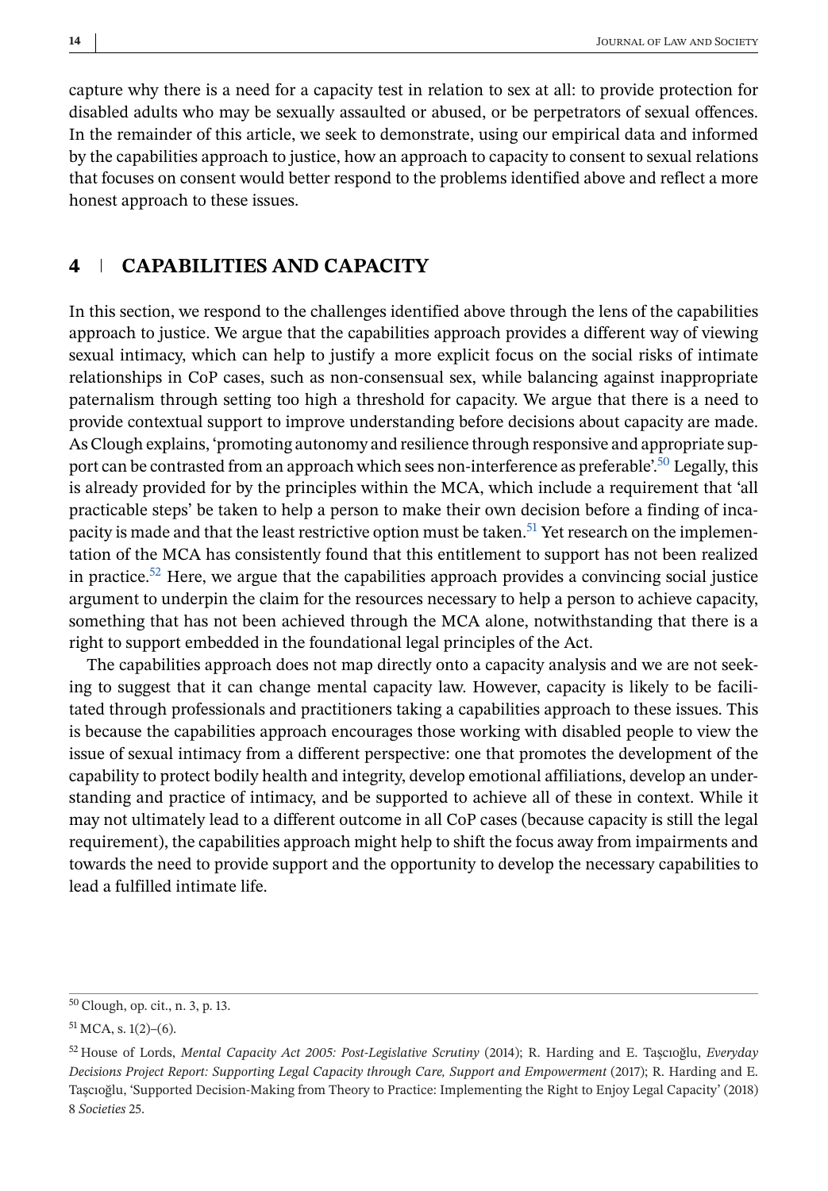capture why there is a need for a capacity test in relation to sex at all: to provide protection for disabled adults who may be sexually assaulted or abused, or be perpetrators of sexual offences. In the remainder of this article, we seek to demonstrate, using our empirical data and informed by the capabilities approach to justice, how an approach to capacity to consent to sexual relations that focuses on consent would better respond to the problems identified above and reflect a more honest approach to these issues.

## 4 CAPABILITIES AND CAPACITY

In this section, we respond to the challenges identified above through the lens of the capabilities approach to justice. We argue that the capabilities approach provides a different way of viewing sexual intimacy, which can help to justify a more explicit focus on the social risks of intimate relationships in CoP cases, such as non-consensual sex, while balancing against inappropriate paternalism through setting too high a threshold for capacity. We argue that there is a need to provide contextual support to improve understanding before decisions about capacity are made. As Clough explains, 'promoting autonomy and resilience through responsive and appropriate support can be contrasted from an approach which sees non-interference as preferable'.[50] Legally, this is already provided for by the principles within the MCA, which include a requirement that 'all practicable steps' be taken to help a person to make their own decision before a finding of incapacity is made and that the least restrictive option must be taken.[51] Yet research on the implementation of the MCA has consistently found that this entitlement to support has not been realized in practice.[52] Here, we argue that the capabilities approach provides a convincing social justice argument to underpin the claim for the resources necessary to help a person to achieve capacity, something that has not been achieved through the MCA alone, notwithstanding that there is a right to support embedded in the foundational legal principles of the Act.

The capabilities approach does not map directly onto a capacity analysis and we are not seeking to suggest that it can change mental capacity law. However, capacity is likely to be facilitated through professionals and practitioners taking a capabilities approach to these issues. This is because the capabilities approach encourages those working with disabled people to view the issue of sexual intimacy from a different perspective: one that promotes the development of the capability to protect bodily health and integrity, develop emotional affiliations, develop an understanding and practice of intimacy, and be supported to achieve all of these in context. While it may not ultimately lead to a different outcome in all CoP cases (because capacity is still the legal requirement), the capabilities approach might help to shift the focus away from impairments and towards the need to provide support and the opportunity to develop the necessary capabilities to lead a fulfilled intimate life.

---

[50] Clough, op. cit., n. 3, p. 13.

[51] MCA, s. 1(2)–(6).

[52] House of Lords, *Mental Capacity Act 2005: Post-Legislative Scrutiny* (2014); R. Harding and E. Taşcıoğlu, *Everyday Decisions Project Report: Supporting Legal Capacity through Care, Support and Empowerment* (2017); R. Harding and E. Taşcıoğlu, 'Supported Decision-Making from Theory to Practice: Implementing the Right to Enjoy Legal Capacity' (2018) 8 *Societies* 25.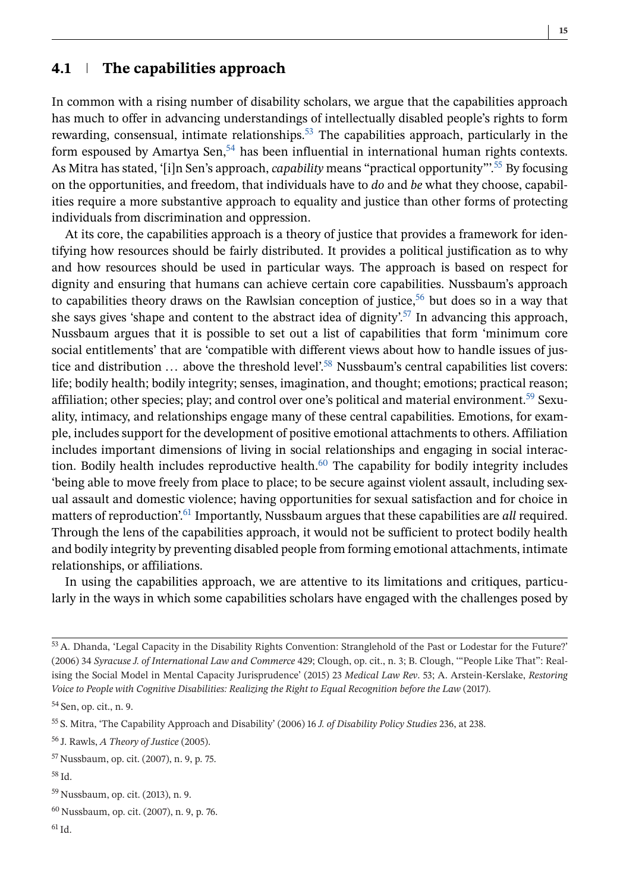## 4.1 | The capabilities approach

In common with a rising number of disability scholars, we argue that the capabilities approach has much to offer in advancing understandings of intellectually disabled people's rights to form rewarding, consensual, intimate relationships.[53] The capabilities approach, particularly in the form espoused by Amartya Sen,[54] has been influential in international human rights contexts. As Mitra has stated, '[i]n Sen's approach, *capability* means "practical opportunity"'.[55] By focusing on the opportunities, and freedom, that individuals have to *do* and *be* what they choose, capabilities require a more substantive approach to equality and justice than other forms of protecting individuals from discrimination and oppression.

At its core, the capabilities approach is a theory of justice that provides a framework for identifying how resources should be fairly distributed. It provides a political justification as to why and how resources should be used in particular ways. The approach is based on respect for dignity and ensuring that humans can achieve certain core capabilities. Nussbaum's approach to capabilities theory draws on the Rawlsian conception of justice,[56] but does so in a way that she says gives 'shape and content to the abstract idea of dignity'.[57] In advancing this approach, Nussbaum argues that it is possible to set out a list of capabilities that form 'minimum core social entitlements' that are 'compatible with different views about how to handle issues of justice and distribution … above the threshold level'.[58] Nussbaum's central capabilities list covers: life; bodily health; bodily integrity; senses, imagination, and thought; emotions; practical reason; affiliation; other species; play; and control over one's political and material environment.[59] Sexuality, intimacy, and relationships engage many of these central capabilities. Emotions, for example, includes support for the development of positive emotional attachments to others. Affiliation includes important dimensions of living in social relationships and engaging in social interaction. Bodily health includes reproductive health.[60] The capability for bodily integrity includes 'being able to move freely from place to place; to be secure against violent assault, including sexual assault and domestic violence; having opportunities for sexual satisfaction and for choice in matters of reproduction'.[61] Importantly, Nussbaum argues that these capabilities are *all* required. Through the lens of the capabilities approach, it would not be sufficient to protect bodily health and bodily integrity by preventing disabled people from forming emotional attachments, intimate relationships, or affiliations.

In using the capabilities approach, we are attentive to its limitations and critiques, particularly in the ways in which some capabilities scholars have engaged with the challenges posed by

---

[53] A. Dhanda, 'Legal Capacity in the Disability Rights Convention: Stranglehold of the Past or Lodestar for the Future?' (2006) 34 *Syracuse J. of International Law and Commerce* 429; Clough, op. cit., n. 3; B. Clough, '"People Like That": Realising the Social Model in Mental Capacity Jurisprudence' (2015) 23 *Medical Law Rev*. 53; A. Arstein-Kerslake, *Restoring Voice to People with Cognitive Disabilities: Realizing the Right to Equal Recognition before the Law* (2017).

[54] Sen, op. cit., n. 9.

[55] S. Mitra, 'The Capability Approach and Disability' (2006) 16 *J. of Disability Policy Studies* 236, at 238.

[56] J. Rawls, *A Theory of Justice* (2005).

[57] Nussbaum, op. cit. (2007), n. 9, p. 75.

[58] Id.

[59] Nussbaum, op. cit. (2013), n. 9.

[60] Nussbaum, op. cit. (2007), n. 9, p. 76.

[61] Id.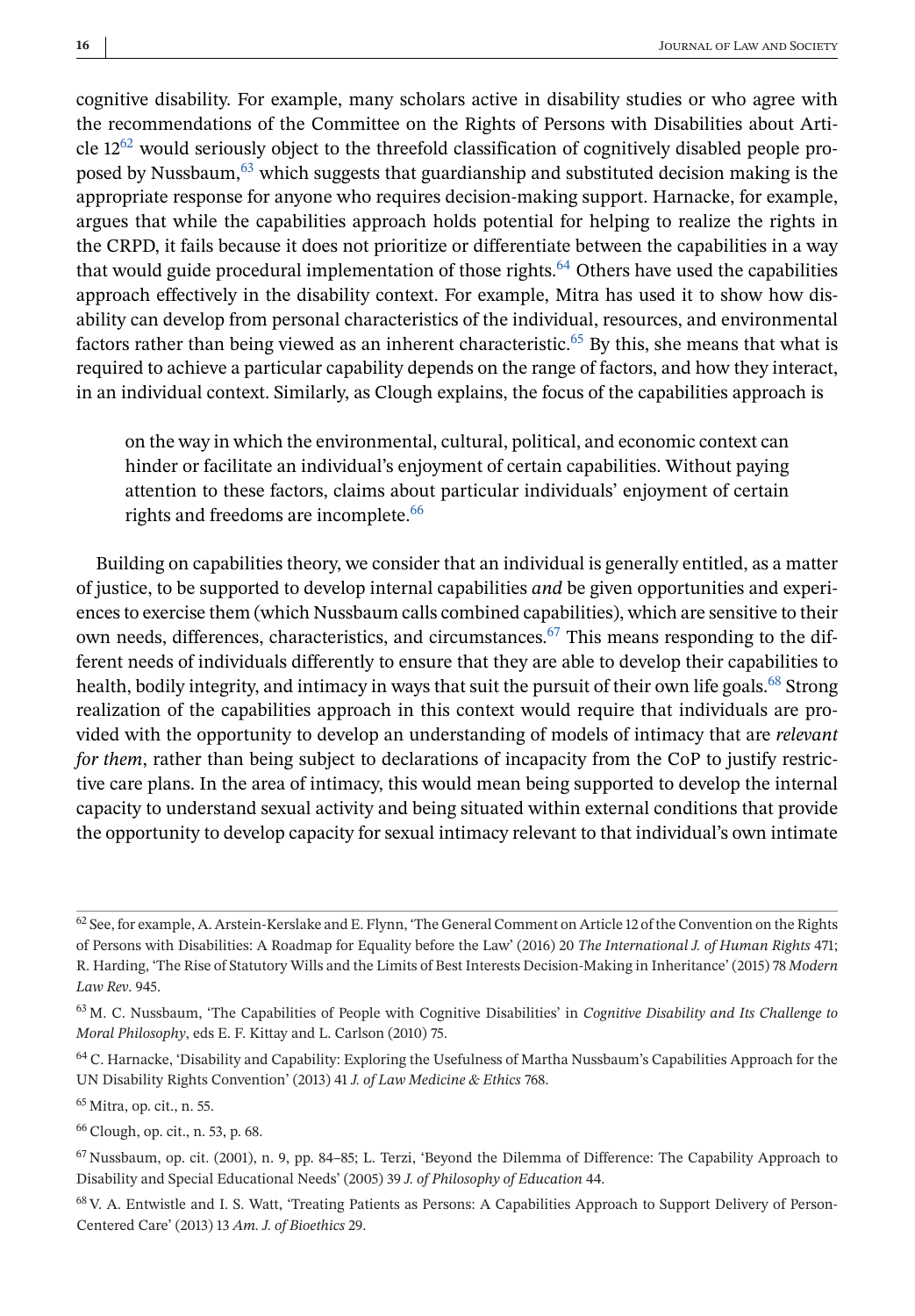cognitive disability. For example, many scholars active in disability studies or who agree with the recommendations of the Committee on the Rights of Persons with Disabilities about Article 12[62] would seriously object to the threefold classification of cognitively disabled people proposed by Nussbaum,[63] which suggests that guardianship and substituted decision making is the appropriate response for anyone who requires decision-making support. Harnacke, for example, argues that while the capabilities approach holds potential for helping to realize the rights in the CRPD, it fails because it does not prioritize or differentiate between the capabilities in a way that would guide procedural implementation of those rights.[64] Others have used the capabilities approach effectively in the disability context. For example, Mitra has used it to show how disability can develop from personal characteristics of the individual, resources, and environmental factors rather than being viewed as an inherent characteristic.[65] By this, she means that what is required to achieve a particular capability depends on the range of factors, and how they interact, in an individual context. Similarly, as Clough explains, the focus of the capabilities approach is

> on the way in which the environmental, cultural, political, and economic context can hinder or facilitate an individual's enjoyment of certain capabilities. Without paying attention to these factors, claims about particular individuals' enjoyment of certain rights and freedoms are incomplete.[66]

Building on capabilities theory, we consider that an individual is generally entitled, as a matter of justice, to be supported to develop internal capabilities *and* be given opportunities and experiences to exercise them (which Nussbaum calls combined capabilities), which are sensitive to their own needs, differences, characteristics, and circumstances.[67] This means responding to the different needs of individuals differently to ensure that they are able to develop their capabilities to health, bodily integrity, and intimacy in ways that suit the pursuit of their own life goals.[68] Strong realization of the capabilities approach in this context would require that individuals are provided with the opportunity to develop an understanding of models of intimacy that are *relevant for them*, rather than being subject to declarations of incapacity from the CoP to justify restrictive care plans. In the area of intimacy, this would mean being supported to develop the internal capacity to understand sexual activity and being situated within external conditions that provide the opportunity to develop capacity for sexual intimacy relevant to that individual's own intimate

---

[62] See, for example, A. Arstein-Kerslake and E. Flynn, 'The General Comment on Article 12 of the Convention on the Rights of Persons with Disabilities: A Roadmap for Equality before the Law' (2016) 20 *The International J. of Human Rights* 471; R. Harding, 'The Rise of Statutory Wills and the Limits of Best Interests Decision-Making in Inheritance' (2015) 78 *Modern Law Rev*. 945.

[63] M. C. Nussbaum, 'The Capabilities of People with Cognitive Disabilities' in *Cognitive Disability and Its Challenge to Moral Philosophy*, eds E. F. Kittay and L. Carlson (2010) 75.

[64] C. Harnacke, 'Disability and Capability: Exploring the Usefulness of Martha Nussbaum's Capabilities Approach for the UN Disability Rights Convention' (2013) 41 *J. of Law Medicine & Ethics* 768.

[65] Mitra, op. cit., n. 55.

[66] Clough, op. cit., n. 53, p. 68.

[67] Nussbaum, op. cit. (2001), n. 9, pp. 84–85; L. Terzi, 'Beyond the Dilemma of Difference: The Capability Approach to Disability and Special Educational Needs' (2005) 39 *J. of Philosophy of Education* 44.

[68] V. A. Entwistle and I. S. Watt, 'Treating Patients as Persons: A Capabilities Approach to Support Delivery of Person-Centered Care' (2013) 13 *Am. J. of Bioethics* 29.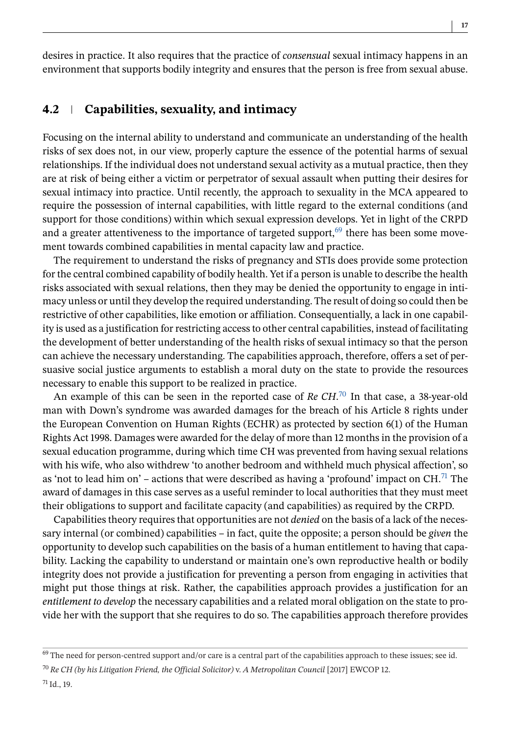desires in practice. It also requires that the practice of *consensual* sexual intimacy happens in an environment that supports bodily integrity and ensures that the person is free from sexual abuse.

## 4.2 | Capabilities, sexuality, and intimacy

Focusing on the internal ability to understand and communicate an understanding of the health risks of sex does not, in our view, properly capture the essence of the potential harms of sexual relationships. If the individual does not understand sexual activity as a mutual practice, then they are at risk of being either a victim or perpetrator of sexual assault when putting their desires for sexual intimacy into practice. Until recently, the approach to sexuality in the MCA appeared to require the possession of internal capabilities, with little regard to the external conditions (and support for those conditions) within which sexual expression develops. Yet in light of the CRPD and a greater attentiveness to the importance of targeted support,[69] there has been some movement towards combined capabilities in mental capacity law and practice.

The requirement to understand the risks of pregnancy and STIs does provide some protection for the central combined capability of bodily health. Yet if a person is unable to describe the health risks associated with sexual relations, then they may be denied the opportunity to engage in intimacy unless or until they develop the required understanding. The result of doing so could then be restrictive of other capabilities, like emotion or affiliation. Consequentially, a lack in one capability is used as a justification for restricting access to other central capabilities, instead of facilitating the development of better understanding of the health risks of sexual intimacy so that the person can achieve the necessary understanding. The capabilities approach, therefore, offers a set of persuasive social justice arguments to establish a moral duty on the state to provide the resources necessary to enable this support to be realized in practice.

An example of this can be seen in the reported case of *Re CH*.[70] In that case, a 38-year-old man with Down's syndrome was awarded damages for the breach of his Article 8 rights under the European Convention on Human Rights (ECHR) as protected by section 6(1) of the Human Rights Act 1998. Damages were awarded for the delay of more than 12 months in the provision of a sexual education programme, during which time CH was prevented from having sexual relations with his wife, who also withdrew 'to another bedroom and withheld much physical affection', so as 'not to lead him on' – actions that were described as having a 'profound' impact on CH.[71] The award of damages in this case serves as a useful reminder to local authorities that they must meet their obligations to support and facilitate capacity (and capabilities) as required by the CRPD.

Capabilities theory requires that opportunities are not *denied* on the basis of a lack of the necessary internal (or combined) capabilities – in fact, quite the opposite; a person should be *given* the opportunity to develop such capabilities on the basis of a human entitlement to having that capability. Lacking the capability to understand or maintain one's own reproductive health or bodily integrity does not provide a justification for preventing a person from engaging in activities that might put those things at risk. Rather, the capabilities approach provides a justification for an *entitlement to develop* the necessary capabilities and a related moral obligation on the state to provide her with the support that she requires to do so. The capabilities approach therefore provides

---

[69] The need for person-centred support and/or care is a central part of the capabilities approach to these issues; see id.

[70] *Re CH (by his Litigation Friend, the Official Solicitor)* v. *A Metropolitan Council* [2017] EWCOP 12.

[71] Id., 19.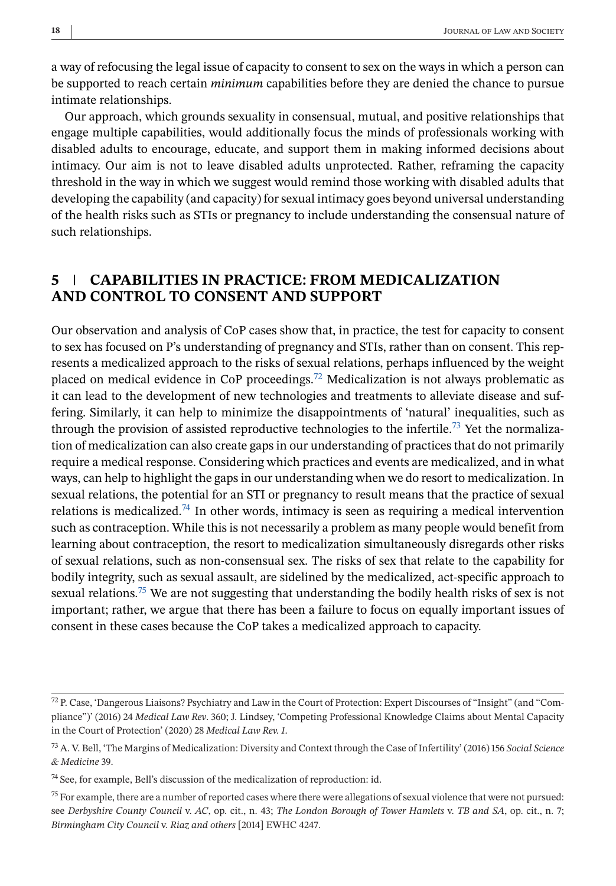a way of refocusing the legal issue of capacity to consent to sex on the ways in which a person can be supported to reach certain *minimum* capabilities before they are denied the chance to pursue intimate relationships.

Our approach, which grounds sexuality in consensual, mutual, and positive relationships that engage multiple capabilities, would additionally focus the minds of professionals working with disabled adults to encourage, educate, and support them in making informed decisions about intimacy. Our aim is not to leave disabled adults unprotected. Rather, reframing the capacity threshold in the way in which we suggest would remind those working with disabled adults that developing the capability (and capacity) for sexual intimacy goes beyond universal understanding of the health risks such as STIs or pregnancy to include understanding the consensual nature of such relationships.

## 5 | CAPABILITIES IN PRACTICE: FROM MEDICALIZATION AND CONTROL TO CONSENT AND SUPPORT

Our observation and analysis of CoP cases show that, in practice, the test for capacity to consent to sex has focused on P's understanding of pregnancy and STIs, rather than on consent. This represents a medicalized approach to the risks of sexual relations, perhaps influenced by the weight placed on medical evidence in CoP proceedings.[72] Medicalization is not always problematic as it can lead to the development of new technologies and treatments to alleviate disease and suffering. Similarly, it can help to minimize the disappointments of 'natural' inequalities, such as through the provision of assisted reproductive technologies to the infertile.[73] Yet the normalization of medicalization can also create gaps in our understanding of practices that do not primarily require a medical response. Considering which practices and events are medicalized, and in what ways, can help to highlight the gaps in our understanding when we do resort to medicalization. In sexual relations, the potential for an STI or pregnancy to result means that the practice of sexual relations is medicalized.[74] In other words, intimacy is seen as requiring a medical intervention such as contraception. While this is not necessarily a problem as many people would benefit from learning about contraception, the resort to medicalization simultaneously disregards other risks of sexual relations, such as non-consensual sex. The risks of sex that relate to the capability for bodily integrity, such as sexual assault, are sidelined by the medicalized, act-specific approach to sexual relations.[75] We are not suggesting that understanding the bodily health risks of sex is not important; rather, we argue that there has been a failure to focus on equally important issues of consent in these cases because the CoP takes a medicalized approach to capacity.

---

[72] P. Case, 'Dangerous Liaisons? Psychiatry and Law in the Court of Protection: Expert Discourses of "Insight" (and "Compliance")' (2016) 24 *Medical Law Rev*. 360; J. Lindsey, 'Competing Professional Knowledge Claims about Mental Capacity in the Court of Protection' (2020) 28 *Medical Law Rev. 1*.

[73] A. V. Bell, 'The Margins of Medicalization: Diversity and Context through the Case of Infertility' (2016) 156 *Social Science & Medicine* 39.

[74] See, for example, Bell's discussion of the medicalization of reproduction: id.

[75] For example, there are a number of reported cases where there were allegations of sexual violence that were not pursued: see *Derbyshire County Council* v. *AC*, op. cit., n. 43; *The London Borough of Tower Hamlets* v. *TB and SA*, op. cit., n. 7; *Birmingham City Council* v. *Riaz and others* [2014] EWHC 4247.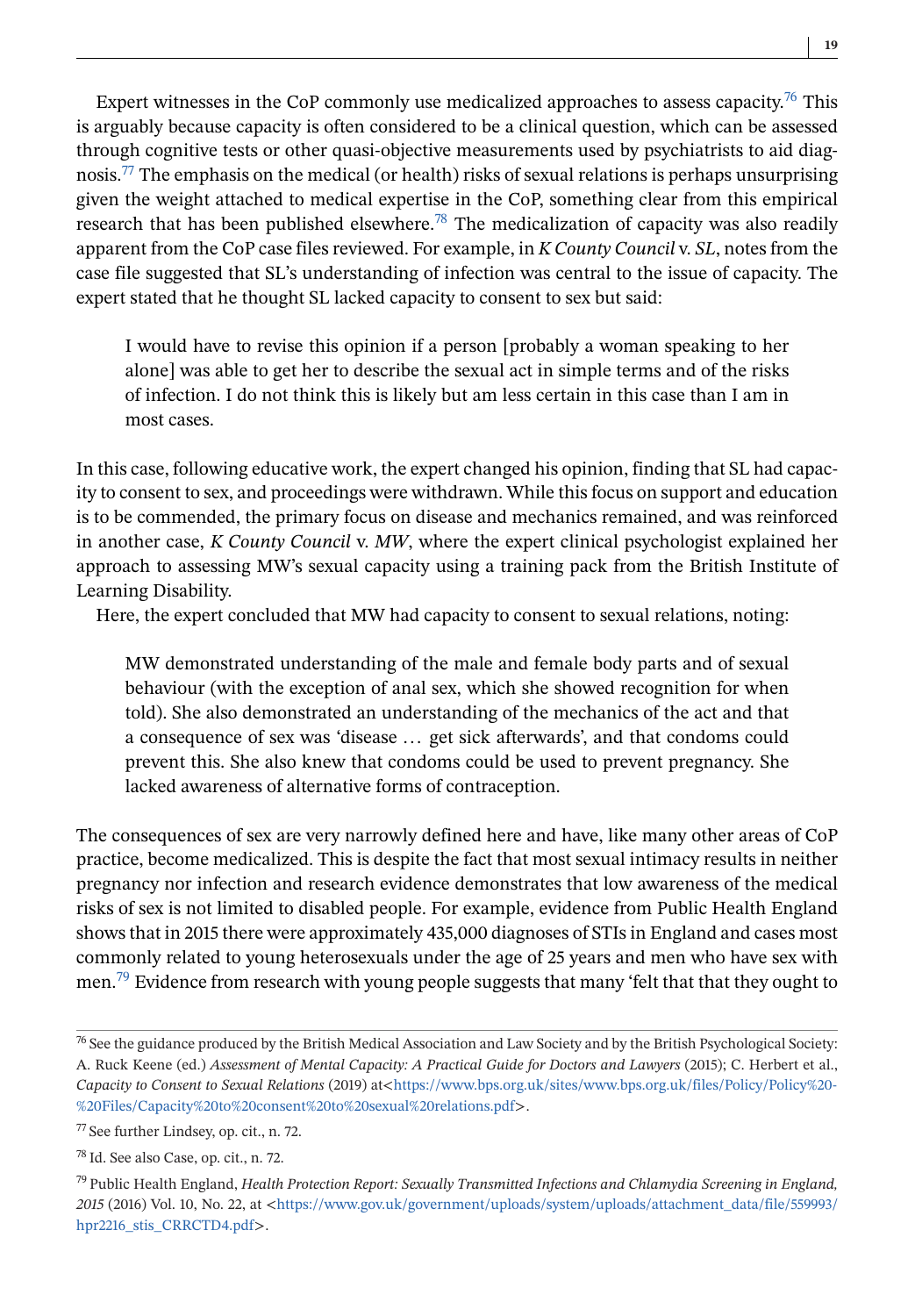Expert witnesses in the CoP commonly use medicalized approaches to assess capacity.[76] This is arguably because capacity is often considered to be a clinical question, which can be assessed through cognitive tests or other quasi-objective measurements used by psychiatrists to aid diagnosis.[77] The emphasis on the medical (or health) risks of sexual relations is perhaps unsurprising given the weight attached to medical expertise in the CoP, something clear from this empirical research that has been published elsewhere.[78] The medicalization of capacity was also readily apparent from the CoP case files reviewed. For example, in *K County Council* v. *SL*, notes from the case file suggested that SL's understanding of infection was central to the issue of capacity. The expert stated that he thought SL lacked capacity to consent to sex but said:

> I would have to revise this opinion if a person [probably a woman speaking to her alone] was able to get her to describe the sexual act in simple terms and of the risks of infection. I do not think this is likely but am less certain in this case than I am in most cases.

In this case, following educative work, the expert changed his opinion, finding that SL had capacity to consent to sex, and proceedings were withdrawn. While this focus on support and education is to be commended, the primary focus on disease and mechanics remained, and was reinforced in another case, *K County Council* v. *MW*, where the expert clinical psychologist explained her approach to assessing MW's sexual capacity using a training pack from the British Institute of Learning Disability.

Here, the expert concluded that MW had capacity to consent to sexual relations, noting:

> MW demonstrated understanding of the male and female body parts and of sexual behaviour (with the exception of anal sex, which she showed recognition for when told). She also demonstrated an understanding of the mechanics of the act and that a consequence of sex was 'disease … get sick afterwards', and that condoms could prevent this. She also knew that condoms could be used to prevent pregnancy. She lacked awareness of alternative forms of contraception.

The consequences of sex are very narrowly defined here and have, like many other areas of CoP practice, become medicalized. This is despite the fact that most sexual intimacy results in neither pregnancy nor infection and research evidence demonstrates that low awareness of the medical risks of sex is not limited to disabled people. For example, evidence from Public Health England shows that in 2015 there were approximately 435,000 diagnoses of STIs in England and cases most commonly related to young heterosexuals under the age of 25 years and men who have sex with men.[79] Evidence from research with young people suggests that many 'felt that that they ought to

---

[76] See the guidance produced by the British Medical Association and Law Society and by the British Psychological Society: A. Ruck Keene (ed.) *Assessment of Mental Capacity: A Practical Guide for Doctors and Lawyers* (2015); C. Herbert et al., *Capacity to Consent to Sexual Relations* (2019) at<https://www.bps.org.uk/sites/www.bps.org.uk/files/Policy/Policy%20-%20Files/Capacity%20to%20consent%20to%20sexual%20relations.pdf>.

[77] See further Lindsey, op. cit., n. 72.

[78] Id. See also Case, op. cit., n. 72.

[79] Public Health England, *Health Protection Report: Sexually Transmitted Infections and Chlamydia Screening in England, 2015* (2016) Vol. 10, No. 22, at <https://www.gov.uk/government/uploads/system/uploads/attachment_data/file/559993/hpr2216_stis_CRRCTD4.pdf>.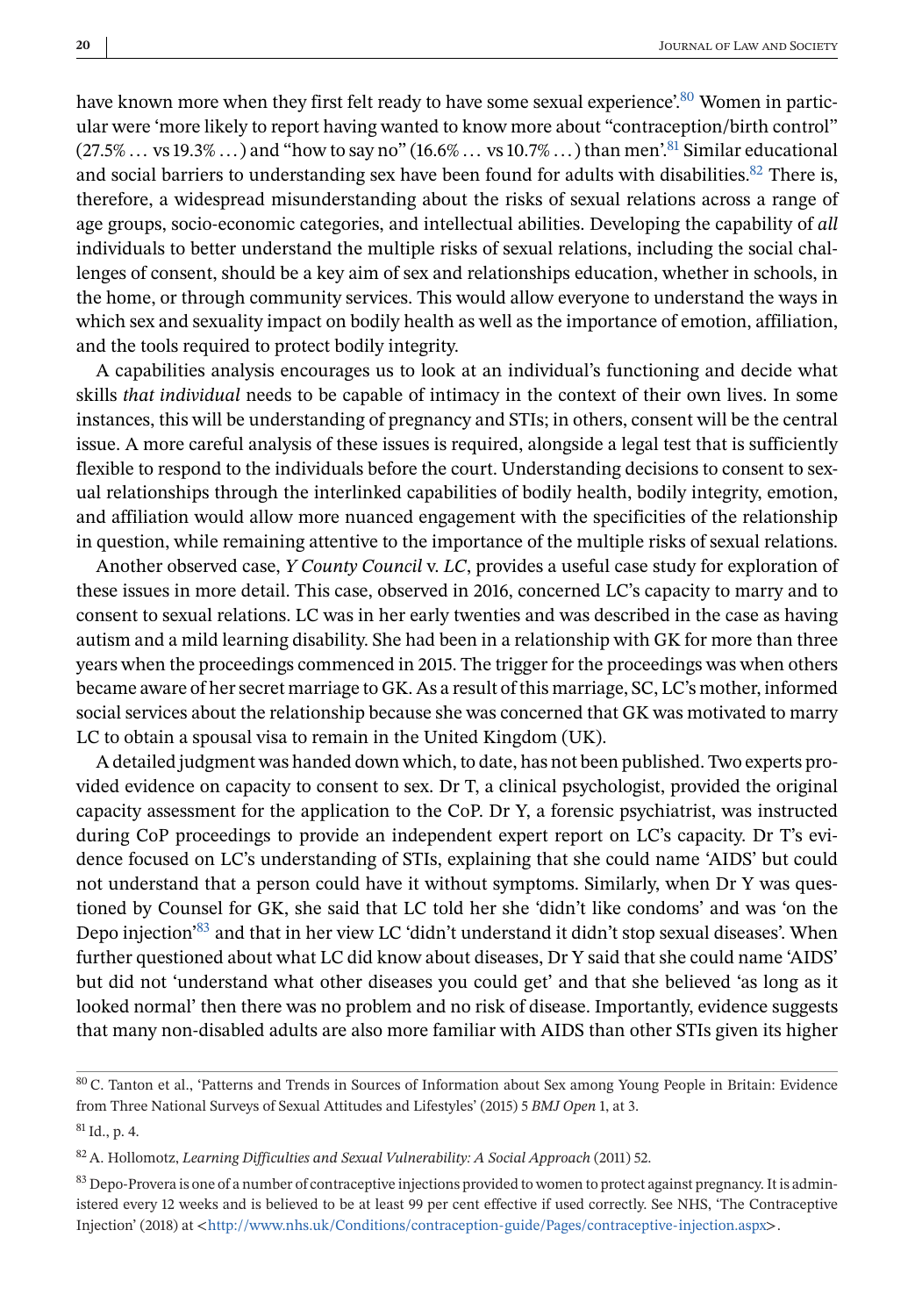have known more when they first felt ready to have some sexual experience'.[80] Women in particular were 'more likely to report having wanted to know more about "contraception/birth control" (27.5% … vs 19.3% … ) and "how to say no" (16.6% … vs 10.7% … ) than men'.[81] Similar educational and social barriers to understanding sex have been found for adults with disabilities.[82] There is, therefore, a widespread misunderstanding about the risks of sexual relations across a range of age groups, socio-economic categories, and intellectual abilities. Developing the capability of *all* individuals to better understand the multiple risks of sexual relations, including the social challenges of consent, should be a key aim of sex and relationships education, whether in schools, in the home, or through community services. This would allow everyone to understand the ways in which sex and sexuality impact on bodily health as well as the importance of emotion, affiliation, and the tools required to protect bodily integrity.

A capabilities analysis encourages us to look at an individual's functioning and decide what skills *that individual* needs to be capable of intimacy in the context of their own lives. In some instances, this will be understanding of pregnancy and STIs; in others, consent will be the central issue. A more careful analysis of these issues is required, alongside a legal test that is sufficiently flexible to respond to the individuals before the court. Understanding decisions to consent to sexual relationships through the interlinked capabilities of bodily health, bodily integrity, emotion, and affiliation would allow more nuanced engagement with the specificities of the relationship in question, while remaining attentive to the importance of the multiple risks of sexual relations.

Another observed case, *Y County Council* v. *LC*, provides a useful case study for exploration of these issues in more detail. This case, observed in 2016, concerned LC's capacity to marry and to consent to sexual relations. LC was in her early twenties and was described in the case as having autism and a mild learning disability. She had been in a relationship with GK for more than three years when the proceedings commenced in 2015. The trigger for the proceedings was when others became aware of her secret marriage to GK. As a result of this marriage, SC, LC's mother, informed social services about the relationship because she was concerned that GK was motivated to marry LC to obtain a spousal visa to remain in the United Kingdom (UK).

A detailed judgment was handed down which, to date, has not been published. Two experts provided evidence on capacity to consent to sex. Dr T, a clinical psychologist, provided the original capacity assessment for the application to the CoP. Dr Y, a forensic psychiatrist, was instructed during CoP proceedings to provide an independent expert report on LC's capacity. Dr T's evidence focused on LC's understanding of STIs, explaining that she could name 'AIDS' but could not understand that a person could have it without symptoms. Similarly, when Dr Y was questioned by Counsel for GK, she said that LC told her she 'didn't like condoms' and was 'on the Depo injection'[83] and that in her view LC 'didn't understand it didn't stop sexual diseases'. When further questioned about what LC did know about diseases, Dr Y said that she could name 'AIDS' but did not 'understand what other diseases you could get' and that she believed 'as long as it looked normal' then there was no problem and no risk of disease. Importantly, evidence suggests that many non-disabled adults are also more familiar with AIDS than other STIs given its higher

---

[80] C. Tanton et al., 'Patterns and Trends in Sources of Information about Sex among Young People in Britain: Evidence from Three National Surveys of Sexual Attitudes and Lifestyles' (2015) 5 *BMJ Open* 1, at 3.

[81] Id., p. 4.

[82] A. Hollomotz, *Learning Difficulties and Sexual Vulnerability: A Social Approach* (2011) 52.

[83] Depo-Provera is one of a number of contraceptive injections provided to women to protect against pregnancy. It is administered every 12 weeks and is believed to be at least 99 per cent effective if used correctly. See NHS, 'The Contraceptive Injection' (2018) at <http://www.nhs.uk/Conditions/contraception-guide/Pages/contraceptive-injection.aspx>.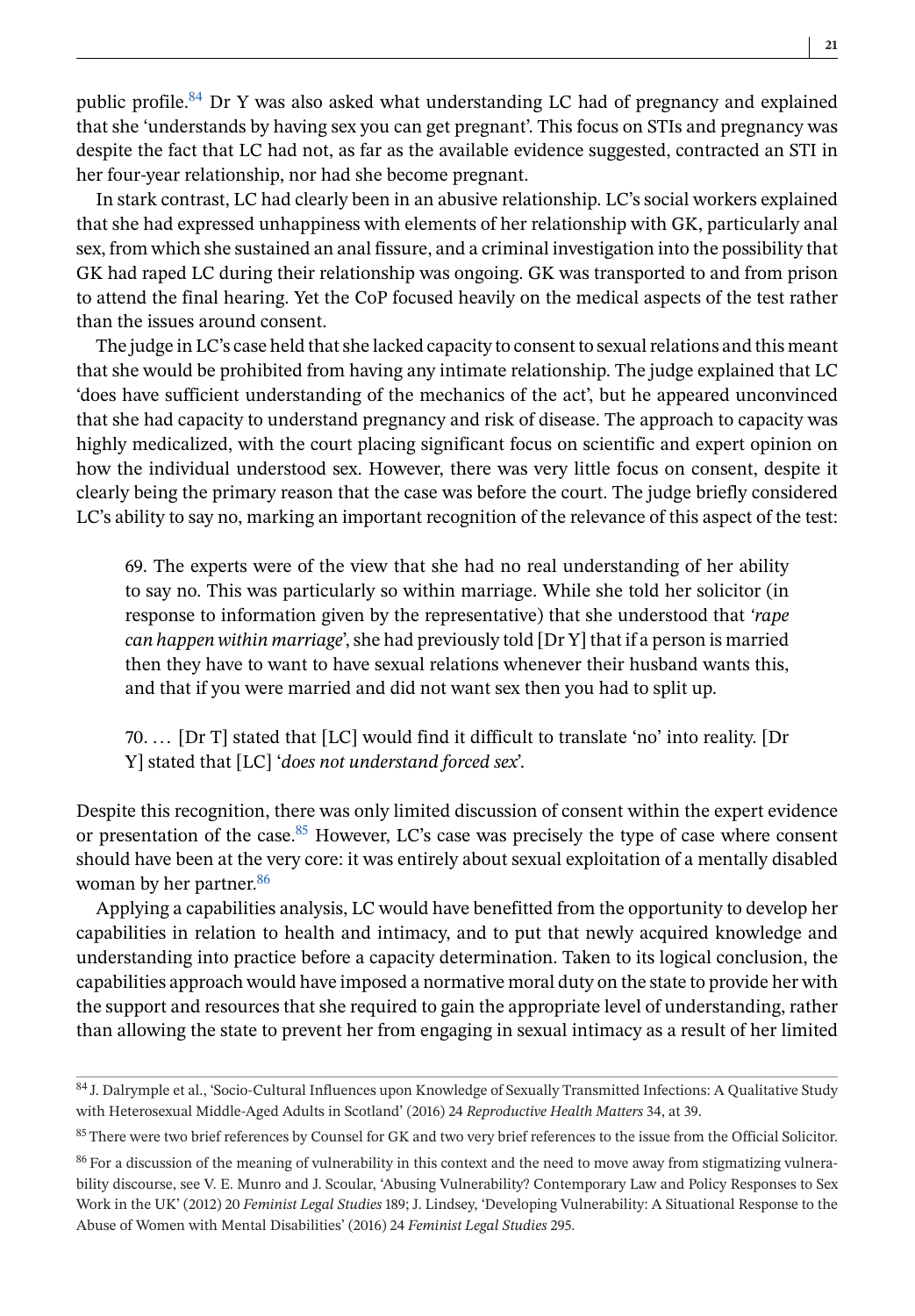public profile.[84] Dr Y was also asked what understanding LC had of pregnancy and explained that she 'understands by having sex you can get pregnant'. This focus on STIs and pregnancy was despite the fact that LC had not, as far as the available evidence suggested, contracted an STI in her four-year relationship, nor had she become pregnant.

In stark contrast, LC had clearly been in an abusive relationship. LC's social workers explained that she had expressed unhappiness with elements of her relationship with GK, particularly anal sex, from which she sustained an anal fissure, and a criminal investigation into the possibility that GK had raped LC during their relationship was ongoing. GK was transported to and from prison to attend the final hearing. Yet the CoP focused heavily on the medical aspects of the test rather than the issues around consent.

The judge in LC's case held that she lacked capacity to consent to sexual relations and this meant that she would be prohibited from having any intimate relationship. The judge explained that LC 'does have sufficient understanding of the mechanics of the act', but he appeared unconvinced that she had capacity to understand pregnancy and risk of disease. The approach to capacity was highly medicalized, with the court placing significant focus on scientific and expert opinion on how the individual understood sex. However, there was very little focus on consent, despite it clearly being the primary reason that the case was before the court. The judge briefly considered LC's ability to say no, marking an important recognition of the relevance of this aspect of the test:

> 69. The experts were of the view that she had no real understanding of her ability to say no. This was particularly so within marriage. While she told her solicitor (in response to information given by the representative) that she understood that *'rape can happen within marriage*', she had previously told [Dr Y] that if a person is married then they have to want to have sexual relations whenever their husband wants this, and that if you were married and did not want sex then you had to split up.
>
> 70. … [Dr T] stated that [LC] would find it difficult to translate 'no' into reality. [Dr Y] stated that [LC] '*does not understand forced sex*'.

Despite this recognition, there was only limited discussion of consent within the expert evidence or presentation of the case.[85] However, LC's case was precisely the type of case where consent should have been at the very core: it was entirely about sexual exploitation of a mentally disabled woman by her partner.[86]

Applying a capabilities analysis, LC would have benefitted from the opportunity to develop her capabilities in relation to health and intimacy, and to put that newly acquired knowledge and understanding into practice before a capacity determination. Taken to its logical conclusion, the capabilities approach would have imposed a normative moral duty on the state to provide her with the support and resources that she required to gain the appropriate level of understanding, rather than allowing the state to prevent her from engaging in sexual intimacy as a result of her limited

---

[84] J. Dalrymple et al., 'Socio-Cultural Influences upon Knowledge of Sexually Transmitted Infections: A Qualitative Study with Heterosexual Middle-Aged Adults in Scotland' (2016) 24 *Reproductive Health Matters* 34, at 39.

[85] There were two brief references by Counsel for GK and two very brief references to the issue from the Official Solicitor.

[86] For a discussion of the meaning of vulnerability in this context and the need to move away from stigmatizing vulnerability discourse, see V. E. Munro and J. Scoular, 'Abusing Vulnerability? Contemporary Law and Policy Responses to Sex Work in the UK' (2012) 20 *Feminist Legal Studies* 189; J. Lindsey, 'Developing Vulnerability: A Situational Response to the Abuse of Women with Mental Disabilities' (2016) 24 *Feminist Legal Studies* 295.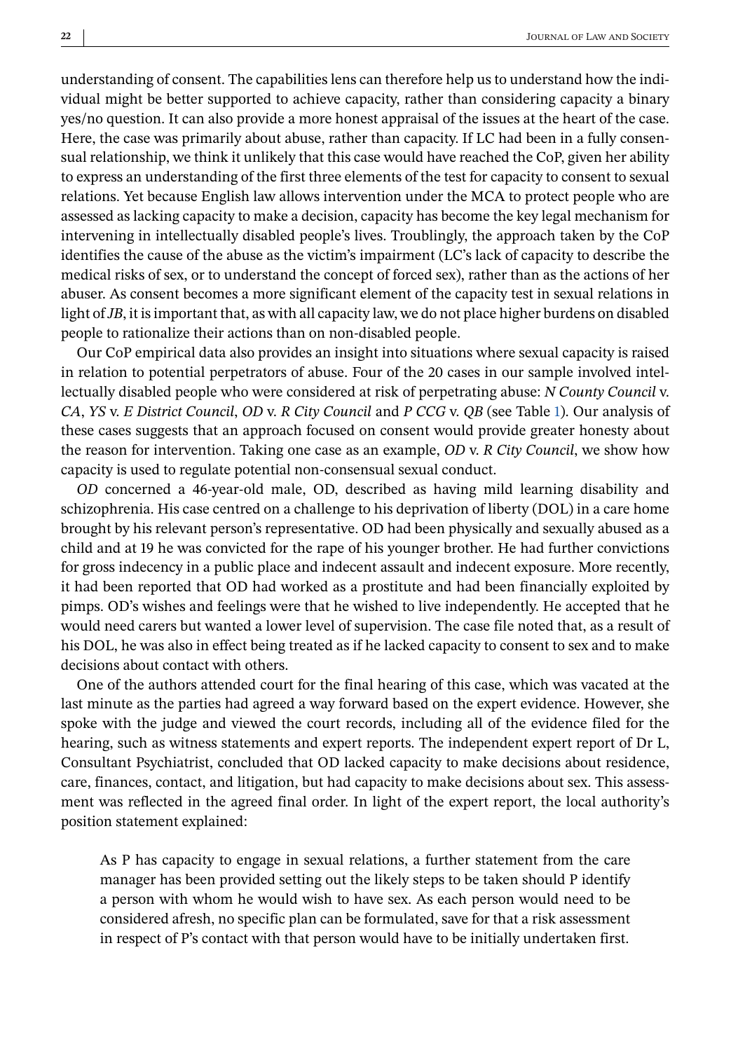understanding of consent. The capabilities lens can therefore help us to understand how the individual might be better supported to achieve capacity, rather than considering capacity a binary yes/no question. It can also provide a more honest appraisal of the issues at the heart of the case. Here, the case was primarily about abuse, rather than capacity. If LC had been in a fully consensual relationship, we think it unlikely that this case would have reached the CoP, given her ability to express an understanding of the first three elements of the test for capacity to consent to sexual relations. Yet because English law allows intervention under the MCA to protect people who are assessed as lacking capacity to make a decision, capacity has become the key legal mechanism for intervening in intellectually disabled people's lives. Troublingly, the approach taken by the CoP identifies the cause of the abuse as the victim's impairment (LC's lack of capacity to describe the medical risks of sex, or to understand the concept of forced sex), rather than as the actions of her abuser. As consent becomes a more significant element of the capacity test in sexual relations in light of *JB*, it is important that, as with all capacity law, we do not place higher burdens on disabled people to rationalize their actions than on non-disabled people.

Our CoP empirical data also provides an insight into situations where sexual capacity is raised in relation to potential perpetrators of abuse. Four of the 20 cases in our sample involved intellectually disabled people who were considered at risk of perpetrating abuse: *N County Council* v. *CA*, *YS* v. *E District Council*, *OD* v. *R City Council* and *P CCG* v. *QB* (see Table 1). Our analysis of these cases suggests that an approach focused on consent would provide greater honesty about the reason for intervention. Taking one case as an example, *OD* v. *R City Council*, we show how capacity is used to regulate potential non-consensual sexual conduct.

*OD* concerned a 46-year-old male, OD, described as having mild learning disability and schizophrenia. His case centred on a challenge to his deprivation of liberty (DOL) in a care home brought by his relevant person's representative. OD had been physically and sexually abused as a child and at 19 he was convicted for the rape of his younger brother. He had further convictions for gross indecency in a public place and indecent assault and indecent exposure. More recently, it had been reported that OD had worked as a prostitute and had been financially exploited by pimps. OD's wishes and feelings were that he wished to live independently. He accepted that he would need carers but wanted a lower level of supervision. The case file noted that, as a result of his DOL, he was also in effect being treated as if he lacked capacity to consent to sex and to make decisions about contact with others.

One of the authors attended court for the final hearing of this case, which was vacated at the last minute as the parties had agreed a way forward based on the expert evidence. However, she spoke with the judge and viewed the court records, including all of the evidence filed for the hearing, such as witness statements and expert reports. The independent expert report of Dr L, Consultant Psychiatrist, concluded that OD lacked capacity to make decisions about residence, care, finances, contact, and litigation, but had capacity to make decisions about sex. This assessment was reflected in the agreed final order. In light of the expert report, the local authority's position statement explained:

> As P has capacity to engage in sexual relations, a further statement from the care manager has been provided setting out the likely steps to be taken should P identify a person with whom he would wish to have sex. As each person would need to be considered afresh, no specific plan can be formulated, save for that a risk assessment in respect of P's contact with that person would have to be initially undertaken first.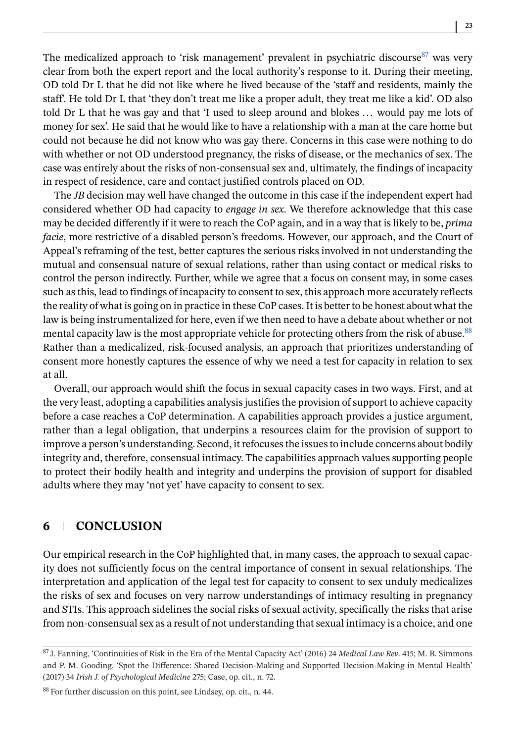The medicalized approach to 'risk management' prevalent in psychiatric discourse[87] was very clear from both the expert report and the local authority's response to it. During their meeting, OD told Dr L that he did not like where he lived because of the 'staff and residents, mainly the staff'. He told Dr L that 'they don't treat me like a proper adult, they treat me like a kid'. OD also told Dr L that he was gay and that 'I used to sleep around and blokes … would pay me lots of money for sex'. He said that he would like to have a relationship with a man at the care home but could not because he did not know who was gay there. Concerns in this case were nothing to do with whether or not OD understood pregnancy, the risks of disease, or the mechanics of sex. The case was entirely about the risks of non-consensual sex and, ultimately, the findings of incapacity in respect of residence, care and contact justified controls placed on OD.

The *JB* decision may well have changed the outcome in this case if the independent expert had considered whether OD had capacity to *engage in sex*. We therefore acknowledge that this case may be decided differently if it were to reach the CoP again, and in a way that is likely to be, *prima facie*, more restrictive of a disabled person's freedoms. However, our approach, and the Court of Appeal's reframing of the test, better captures the serious risks involved in not understanding the mutual and consensual nature of sexual relations, rather than using contact or medical risks to control the person indirectly. Further, while we agree that a focus on consent may, in some cases such as this, lead to findings of incapacity to consent to sex, this approach more accurately reflects the reality of what is going on in practice in these CoP cases. It is better to be honest about what the law is being instrumentalized for here, even if we then need to have a debate about whether or not mental capacity law is the most appropriate vehicle for protecting others from the risk of abuse.[88] Rather than a medicalized, risk-focused analysis, an approach that prioritizes understanding of consent more honestly captures the essence of why we need a test for capacity in relation to sex at all.

Overall, our approach would shift the focus in sexual capacity cases in two ways. First, and at the very least, adopting a capabilities analysis justifies the provision of support to achieve capacity before a case reaches a CoP determination. A capabilities approach provides a justice argument, rather than a legal obligation, that underpins a resources claim for the provision of support to improve a person's understanding. Second, it refocuses the issues to include concerns about bodily integrity and, therefore, consensual intimacy. The capabilities approach values supporting people to protect their bodily health and integrity and underpins the provision of support for disabled adults where they may 'not yet' have capacity to consent to sex.

## 6 CONCLUSION

Our empirical research in the CoP highlighted that, in many cases, the approach to sexual capacity does not sufficiently focus on the central importance of consent in sexual relationships. The interpretation and application of the legal test for capacity to consent to sex unduly medicalizes the risks of sex and focuses on very narrow understandings of intimacy resulting in pregnancy and STIs. This approach sidelines the social risks of sexual activity, specifically the risks that arise from non-consensual sex as a result of not understanding that sexual intimacy is a choice, and one

---

[87] J. Fanning, 'Continuities of Risk in the Era of the Mental Capacity Act' (2016) 24 *Medical Law Rev*. 415; M. B. Simmons and P. M. Gooding, 'Spot the Difference: Shared Decision-Making and Supported Decision-Making in Mental Health' (2017) 34 *Irish J. of Psychological Medicine* 275; Case, op. cit., n. 72.

[88] For further discussion on this point, see Lindsey, op. cit., n. 44.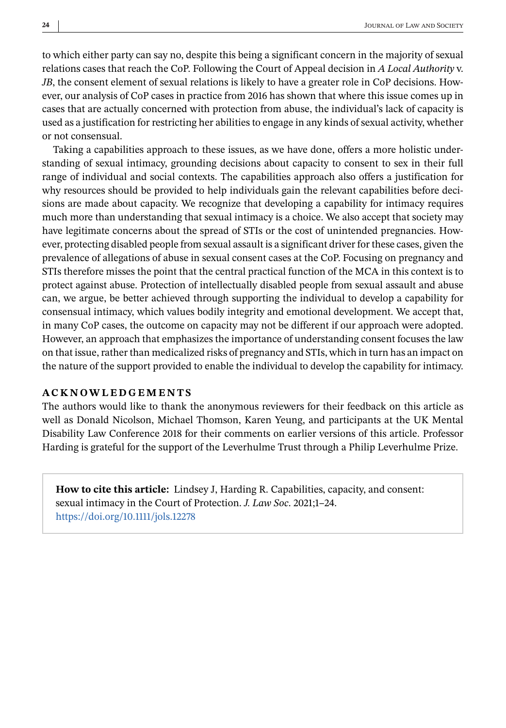to which either party can say no, despite this being a significant concern in the majority of sexual relations cases that reach the CoP. Following the Court of Appeal decision in *A Local Authority* v. *JB*, the consent element of sexual relations is likely to have a greater role in CoP decisions. However, our analysis of CoP cases in practice from 2016 has shown that where this issue comes up in cases that are actually concerned with protection from abuse, the individual's lack of capacity is used as a justification for restricting her abilities to engage in any kinds of sexual activity, whether or not consensual.

Taking a capabilities approach to these issues, as we have done, offers a more holistic understanding of sexual intimacy, grounding decisions about capacity to consent to sex in their full range of individual and social contexts. The capabilities approach also offers a justification for why resources should be provided to help individuals gain the relevant capabilities before decisions are made about capacity. We recognize that developing a capability for intimacy requires much more than understanding that sexual intimacy is a choice. We also accept that society may have legitimate concerns about the spread of STIs or the cost of unintended pregnancies. However, protecting disabled people from sexual assault is a significant driver for these cases, given the prevalence of allegations of abuse in sexual consent cases at the CoP. Focusing on pregnancy and STIs therefore misses the point that the central practical function of the MCA in this context is to protect against abuse. Protection of intellectually disabled people from sexual assault and abuse can, we argue, be better achieved through supporting the individual to develop a capability for consensual intimacy, which values bodily integrity and emotional development. We accept that, in many CoP cases, the outcome on capacity may not be different if our approach were adopted. However, an approach that emphasizes the importance of understanding consent focuses the law on that issue, rather than medicalized risks of pregnancy and STIs, which in turn has an impact on the nature of the support provided to enable the individual to develop the capability for intimacy.

## ACKNOWLEDGEMENTS

The authors would like to thank the anonymous reviewers for their feedback on this article as well as Donald Nicolson, Michael Thomson, Karen Yeung, and participants at the UK Mental Disability Law Conference 2018 for their comments on earlier versions of this article. Professor Harding is grateful for the support of the Leverhulme Trust through a Philip Leverhulme Prize.

**How to cite this article:** Lindsey J, Harding R. Capabilities, capacity, and consent: sexual intimacy in the Court of Protection. *J. Law Soc*. 2021;1–24. https://doi.org/10.1111/jols.12278